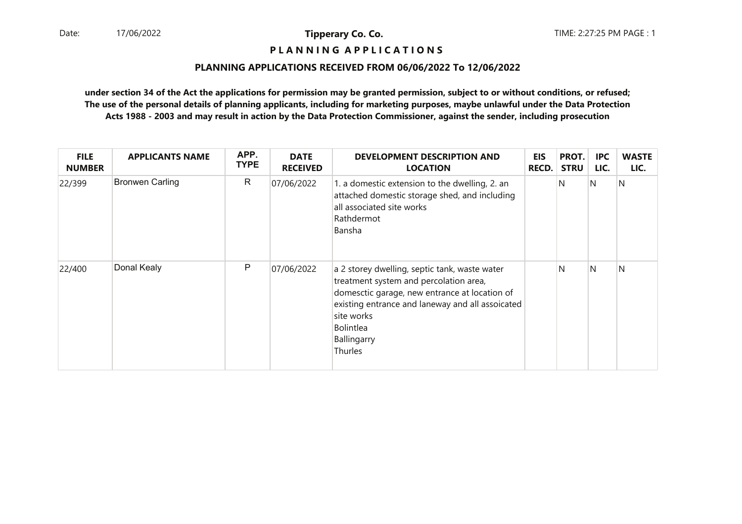**Tipperary Co. Co.**

**P L A N N I N G A P P L I C A T I O N S**

**PLANNING APPLICATIONS RECEIVED FROM 06/06/2022 To 12/06/2022**

**under section 34 of the Act the applications for permission may be granted permission, subject to or without conditions, or refused; The use of the personal details of planning applicants, including for marketing purposes, maybe unlawful under the Data Protection Acts 1988 - 2003 and may result in action by the Data Protection Commissioner, against the sender, including prosecution**

| FILE NUMBER | APPLICANTS NAME | APP. TYPE | DATE RECEIVED | DEVELOPMENT DESCRIPTION AND LOCATION | EIS RECD. | PROT. STRU | IPC LIC. | WASTE LIC. |
|---|---|---|---|---|---|---|---|---|
| 22/399 | Bronwen Carling | R | 07/06/2022 | 1. a domestic extension to the dwelling, 2. an attached domestic storage shed, and including all associated site works<br>Rathdermot<br>Bansha | | N | N | N |
| 22/400 | Donal Kealy | P | 07/06/2022 | a 2 storey dwelling, septic tank, waste water treatment system and percolation area, domesctic garage, new entrance at location of existing entrance and laneway and all assoicated site works<br>Bolintlea<br>Ballingarry<br>Thurles | | N | N | N |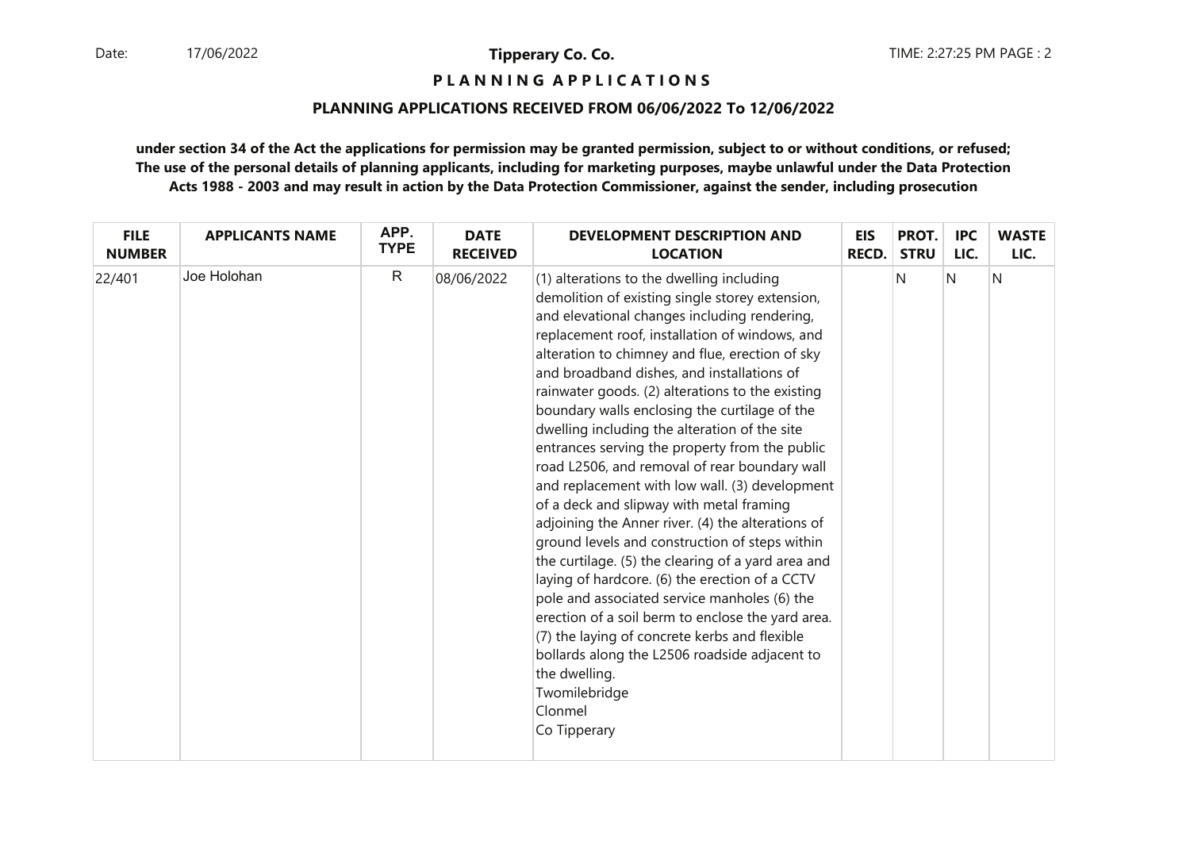# PLANNING APPLICATIONS

## PLANNING APPLICATIONS RECEIVED FROM 06/06/2022 To 12/06/2022

**under section 34 of the Act the applications for permission may be granted permission, subject to or without conditions, or refused; The use of the personal details of planning applicants, including for marketing purposes, maybe unlawful under the Data Protection Acts 1988 - 2003 and may result in action by the Data Protection Commissioner, against the sender, including prosecution**

| FILE NUMBER | APPLICANTS NAME | APP. TYPE | DATE RECEIVED | DEVELOPMENT DESCRIPTION AND LOCATION | EIS RECD. | PROT. STRU | IPC LIC. | WASTE LIC. |
|---|---|---|---|---|---|---|---|---|
| 22/401 | Joe Holohan | R | 08/06/2022 | (1) alterations to the dwelling including demolition of existing single storey extension, and elevational changes including rendering, replacement roof, installation of windows, and alteration to chimney and flue, erection of sky and broadband dishes, and installations of rainwater goods. (2) alterations to the existing boundary walls enclosing the curtilage of the dwelling including the alteration of the site entrances serving the property from the public road L2506, and removal of rear boundary wall and replacement with low wall. (3) development of a deck and slipway with metal framing adjoining the Anner river. (4) the alterations of ground levels and construction of steps within the curtilage. (5) the clearing of a yard area and laying of hardcore. (6) the erection of a CCTV pole and associated service manholes (6) the erection of a soil berm to enclose the yard area. (7) the laying of concrete kerbs and flexible bollards along the L2506 roadside adjacent to the dwelling.<br>Twomilebridge<br>Clonmel<br>Co Tipperary | | N | N | N |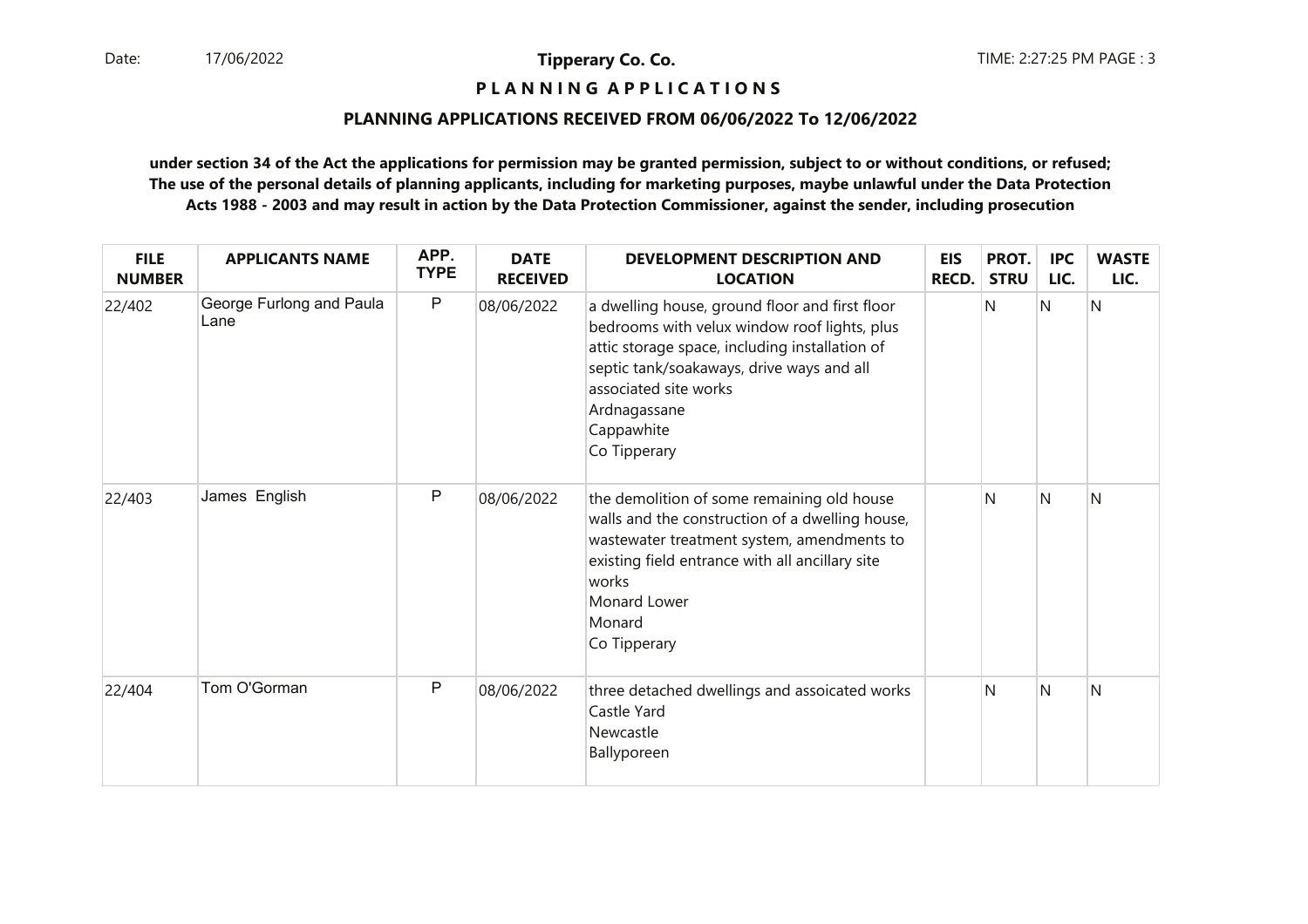**Tipperary Co. Co.**

**P L A N N I N G  A P P L I C A T I O N S**

**PLANNING APPLICATIONS RECEIVED FROM 06/06/2022 To 12/06/2022**

**under section 34 of the Act the applications for permission may be granted permission, subject to or without conditions, or refused; The use of the personal details of planning applicants, including for marketing purposes, maybe unlawful under the Data Protection Acts 1988 - 2003 and may result in action by the Data Protection Commissioner, against the sender, including prosecution**

| FILE NUMBER | APPLICANTS NAME | APP. TYPE | DATE RECEIVED | DEVELOPMENT DESCRIPTION AND LOCATION | EIS RECD. | PROT. STRU | IPC LIC. | WASTE LIC. |
|---|---|---|---|---|---|---|---|---|
| 22/402 | George Furlong and Paula Lane | P | 08/06/2022 | a dwelling house, ground floor and first floor bedrooms with velux window roof lights, plus attic storage space, including installation of septic tank/soakaways, drive ways and all associated site works<br>Ardnagassane<br>Cappawhite<br>Co Tipperary | | N | N | N |
| 22/403 | James English | P | 08/06/2022 | the demolition of some remaining old house walls and the construction of a dwelling house, wastewater treatment system, amendments to existing field entrance with all ancillary site works<br>Monard Lower<br>Monard<br>Co Tipperary | | N | N | N |
| 22/404 | Tom O'Gorman | P | 08/06/2022 | three detached dwellings and assoicated works<br>Castle Yard<br>Newcastle<br>Ballyporeen | | N | N | N |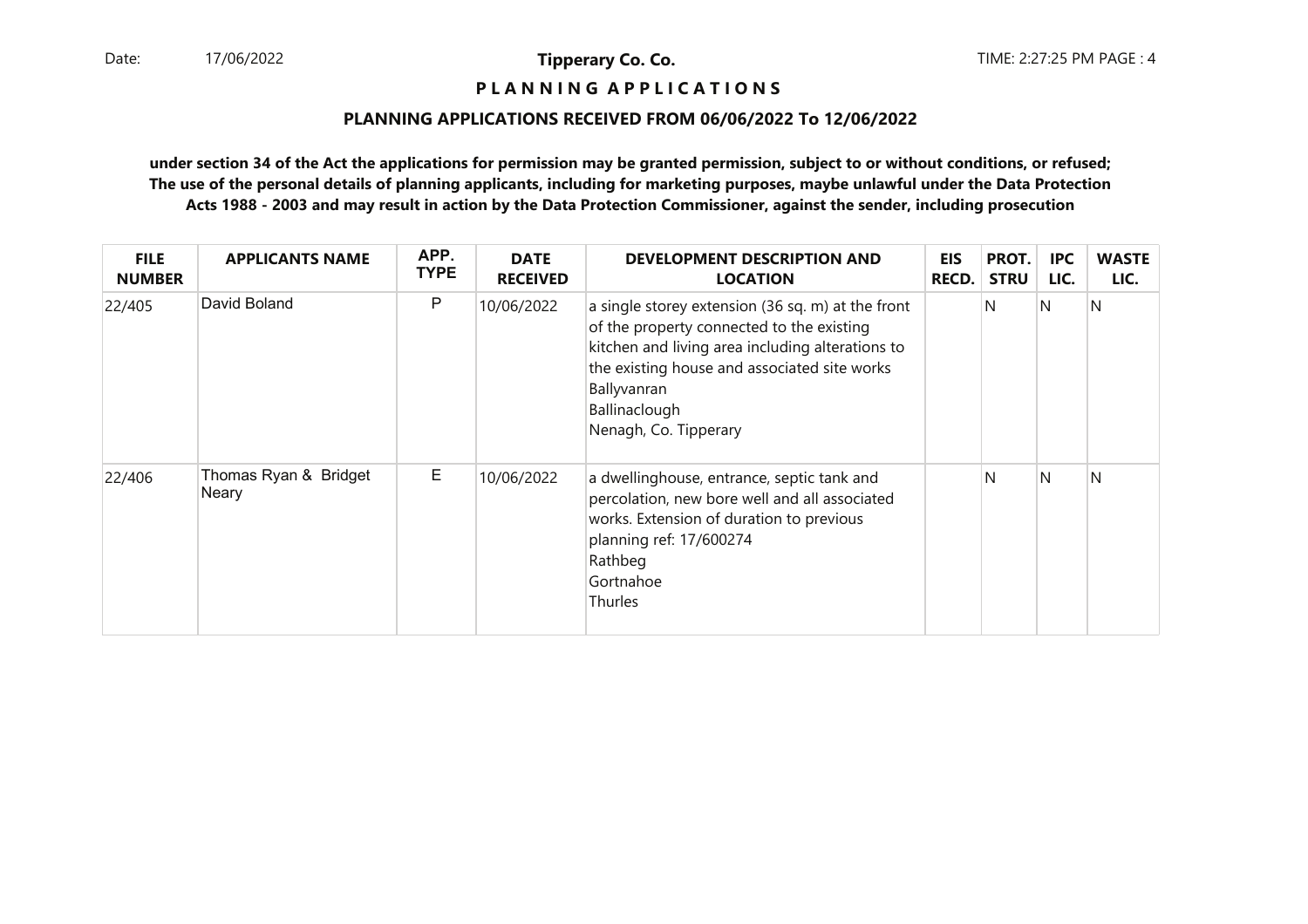**P L A N N I N G A P P L I C A T I O N S**

**PLANNING APPLICATIONS RECEIVED FROM 06/06/2022 To 12/06/2022**

**under section 34 of the Act the applications for permission may be granted permission, subject to or without conditions, or refused; The use of the personal details of planning applicants, including for marketing purposes, maybe unlawful under the Data Protection Acts 1988 - 2003 and may result in action by the Data Protection Commissioner, against the sender, including prosecution**

| FILE NUMBER | APPLICANTS NAME | APP. TYPE | DATE RECEIVED | DEVELOPMENT DESCRIPTION AND LOCATION | EIS RECD. | PROT. STRU | IPC LIC. | WASTE LIC. |
|---|---|---|---|---|---|---|---|---|
| 22/405 | David Boland | P | 10/06/2022 | a single storey extension (36 sq. m) at the front of the property connected to the existing kitchen and living area including alterations to the existing house and associated site works<br>Ballyvanran<br>Ballinaclough<br>Nenagh, Co. Tipperary | | N | N | N |
| 22/406 | Thomas Ryan & Bridget Neary | E | 10/06/2022 | a dwellinghouse, entrance, septic tank and percolation, new bore well and all associated works. Extension of duration to previous planning ref: 17/600274<br>Rathbeg<br>Gortnahoe<br>Thurles | | N | N | N |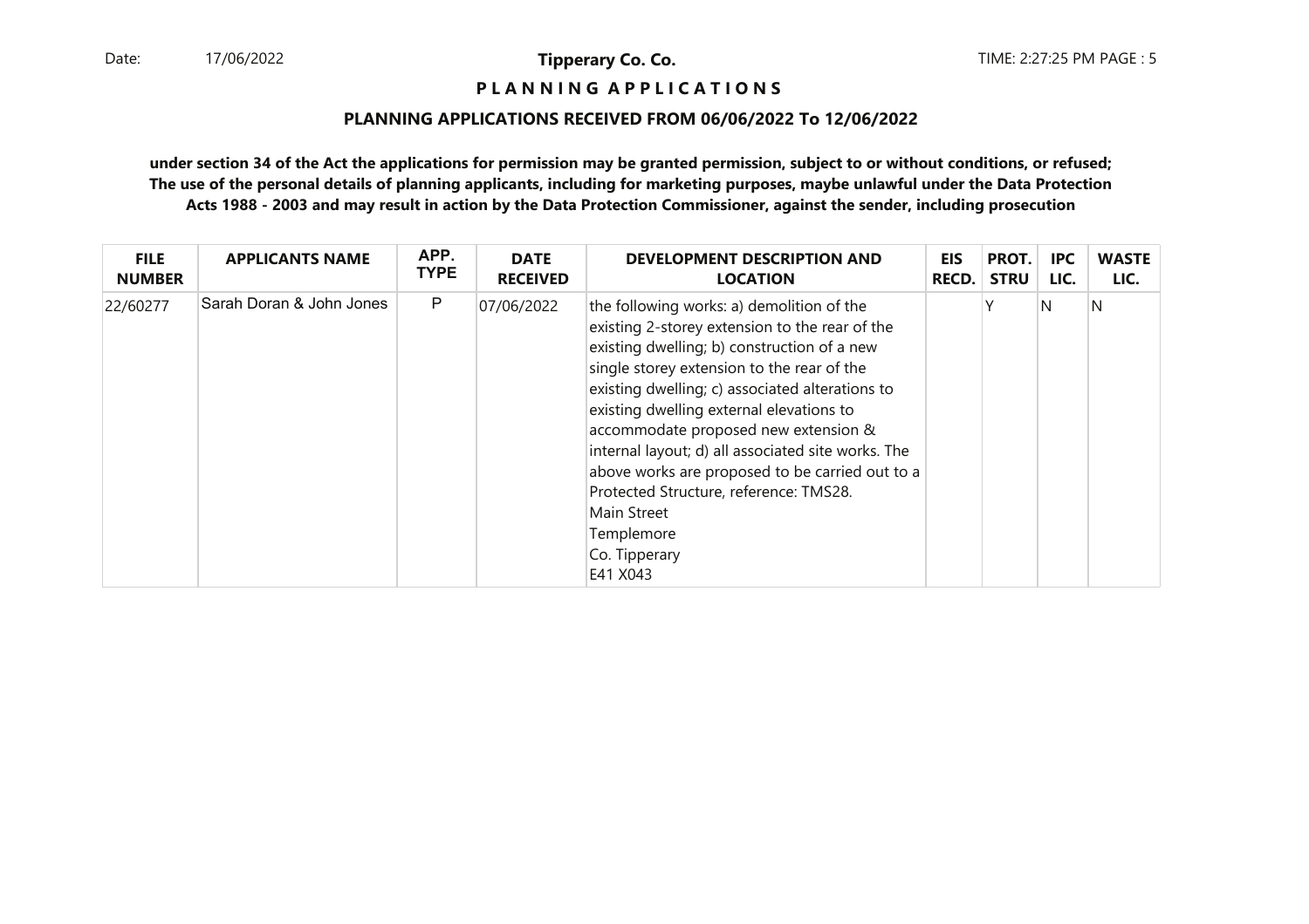**Tipperary Co. Co.**

**P L A N N I N G A P P L I C A T I O N S**

**PLANNING APPLICATIONS RECEIVED FROM 06/06/2022 To 12/06/2022**

**under section 34 of the Act the applications for permission may be granted permission, subject to or without conditions, or refused; The use of the personal details of planning applicants, including for marketing purposes, maybe unlawful under the Data Protection Acts 1988 - 2003 and may result in action by the Data Protection Commissioner, against the sender, including prosecution**

| FILE NUMBER | APPLICANTS NAME | APP. TYPE | DATE RECEIVED | DEVELOPMENT DESCRIPTION AND LOCATION | EIS RECD. | PROT. STRU | IPC LIC. | WASTE LIC. |
|---|---|---|---|---|---|---|---|---|
| 22/60277 | Sarah Doran & John Jones | P | 07/06/2022 | the following works: a) demolition of the existing 2-storey extension to the rear of the existing dwelling; b) construction of a new single storey extension to the rear of the existing dwelling; c) associated alterations to existing dwelling external elevations to accommodate proposed new extension & internal layout; d) all associated site works. The above works are proposed to be carried out to a Protected Structure, reference: TMS28.<br>Main Street<br>Templemore<br>Co. Tipperary<br>E41 X043 | | Y | N | N |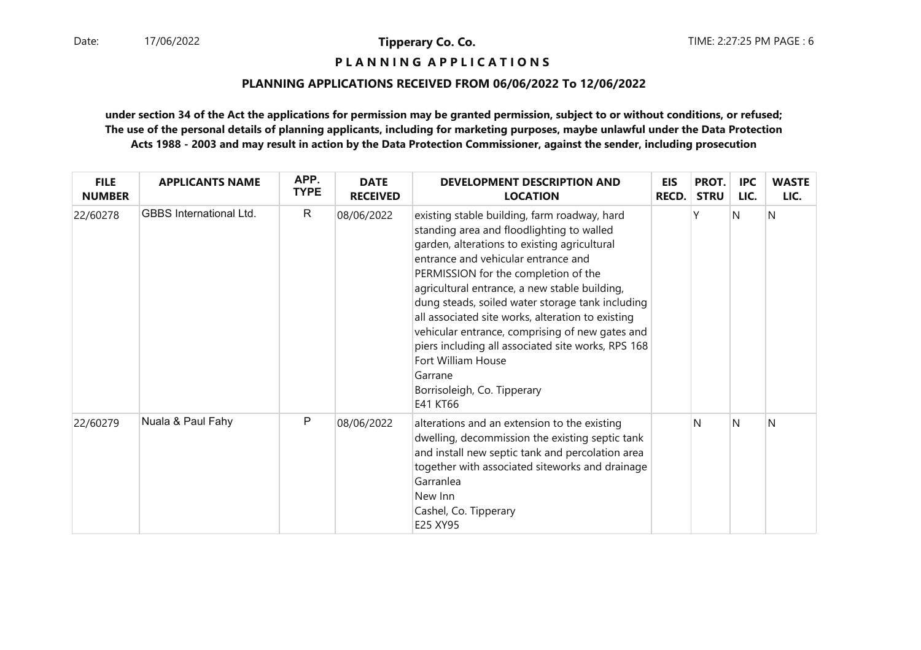**Tipperary Co. Co.**

**P L A N N I N G A P P L I C A T I O N S**

**PLANNING APPLICATIONS RECEIVED FROM 06/06/2022 To 12/06/2022**

**under section 34 of the Act the applications for permission may be granted permission, subject to or without conditions, or refused; The use of the personal details of planning applicants, including for marketing purposes, maybe unlawful under the Data Protection Acts 1988 - 2003 and may result in action by the Data Protection Commissioner, against the sender, including prosecution**

| FILE NUMBER | APPLICANTS NAME | APP. TYPE | DATE RECEIVED | DEVELOPMENT DESCRIPTION AND LOCATION | EIS RECD. | PROT. STRU | IPC LIC. | WASTE LIC. |
|---|---|---|---|---|---|---|---|---|
| 22/60278 | GBBS International Ltd. | R | 08/06/2022 | existing stable building, farm roadway, hard standing area and floodlighting to walled garden, alterations to existing agricultural entrance and vehicular entrance and PERMISSION for the completion of the agricultural entrance, a new stable building, dung steads, soiled water storage tank including all associated site works, alteration to existing vehicular entrance, comprising of new gates and piers including all associated site works, RPS 168<br>Fort William House<br>Garrane<br>Borrisoleigh, Co. Tipperary<br>E41 KT66 | | Y | N | N |
| 22/60279 | Nuala & Paul Fahy | P | 08/06/2022 | alterations and an extension to the existing dwelling, decommission the existing septic tank and install new septic tank and percolation area together with associated siteworks and drainage<br>Garranlea<br>New Inn<br>Cashel, Co. Tipperary<br>E25 XY95 | | N | N | N |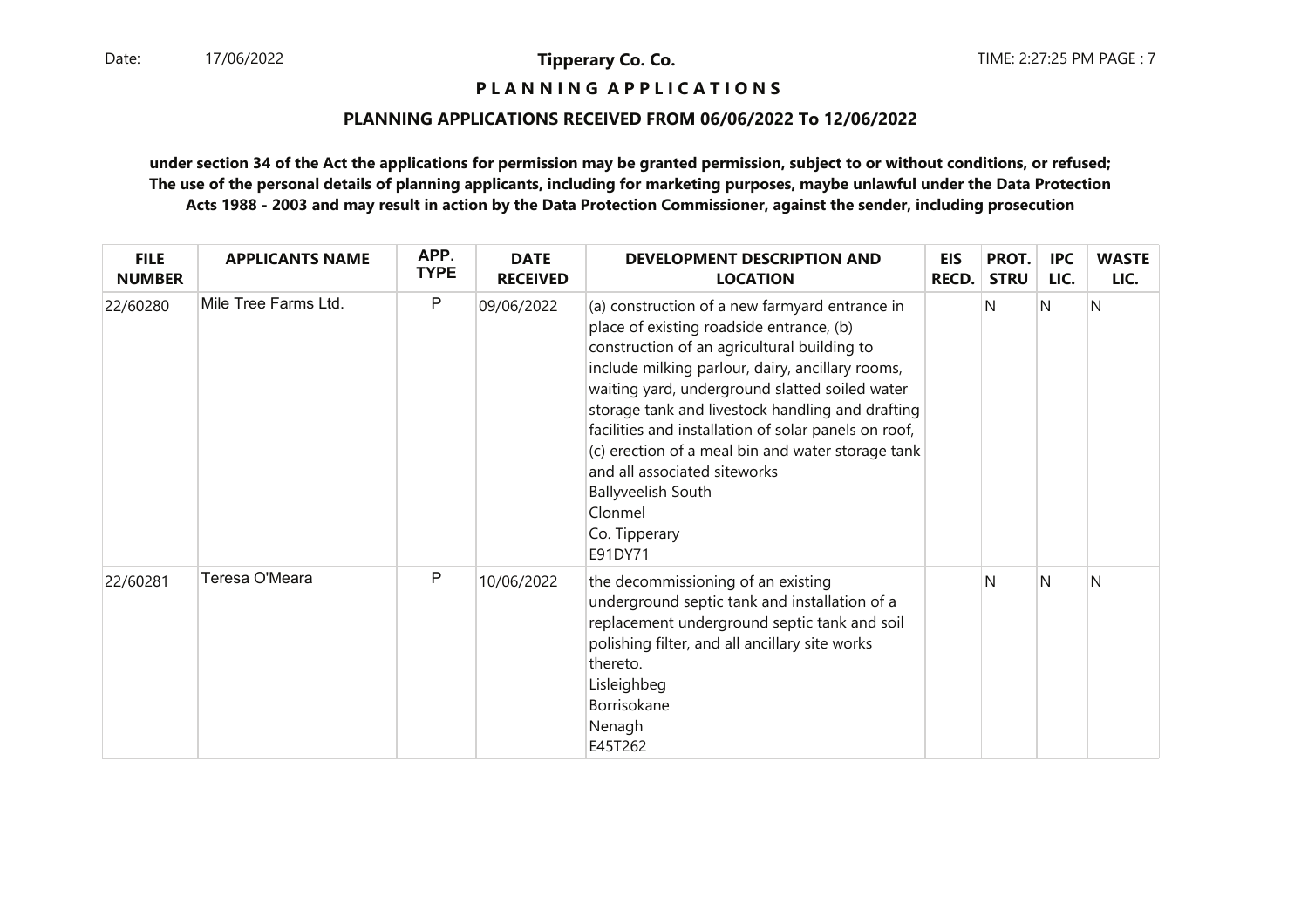**Tipperary Co. Co.**

**P L A N N I N G A P P L I C A T I O N S**

**PLANNING APPLICATIONS RECEIVED FROM 06/06/2022 To 12/06/2022**

**under section 34 of the Act the applications for permission may be granted permission, subject to or without conditions, or refused; The use of the personal details of planning applicants, including for marketing purposes, maybe unlawful under the Data Protection Acts 1988 - 2003 and may result in action by the Data Protection Commissioner, against the sender, including prosecution**

| FILE NUMBER | APPLICANTS NAME | APP. TYPE | DATE RECEIVED | DEVELOPMENT DESCRIPTION AND LOCATION | EIS RECD. | PROT. STRU | IPC LIC. | WASTE LIC. |
|---|---|---|---|---|---|---|---|---|
| 22/60280 | Mile Tree Farms Ltd. | P | 09/06/2022 | (a) construction of a new farmyard entrance in place of existing roadside entrance, (b) construction of an agricultural building to include milking parlour, dairy, ancillary rooms, waiting yard, underground slatted soiled water storage tank and livestock handling and drafting facilities and installation of solar panels on roof, (c) erection of a meal bin and water storage tank and all associated siteworks<br>Ballyveelish South<br>Clonmel<br>Co. Tipperary<br>E91DY71 | | N | N | N |
| 22/60281 | Teresa O'Meara | P | 10/06/2022 | the decommissioning of an existing underground septic tank and installation of a replacement underground septic tank and soil polishing filter, and all ancillary site works thereto.<br>Lisleighbeg<br>Borrisokane<br>Nenagh<br>E45T262 | | N | N | N |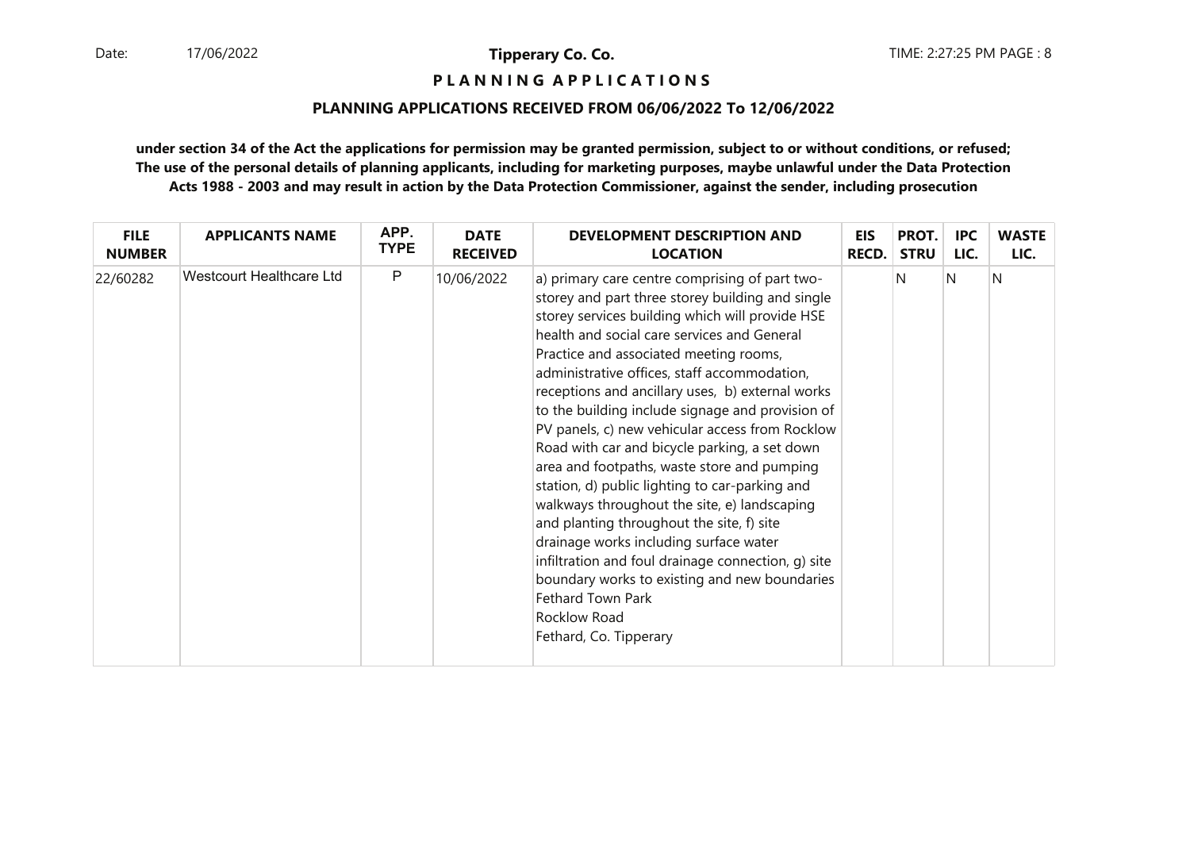**P L A N N I N G   A P P L I C A T I O N S**

**PLANNING APPLICATIONS RECEIVED FROM 06/06/2022 To 12/06/2022**

**under section 34 of the Act the applications for permission may be granted permission, subject to or without conditions, or refused; The use of the personal details of planning applicants, including for marketing purposes, maybe unlawful under the Data Protection Acts 1988 - 2003 and may result in action by the Data Protection Commissioner, against the sender, including prosecution**

| FILE NUMBER | APPLICANTS NAME | APP. TYPE | DATE RECEIVED | DEVELOPMENT DESCRIPTION AND LOCATION | EIS RECD. | PROT. STRU | IPC LIC. | WASTE LIC. |
|---|---|---|---|---|---|---|---|---|
| 22/60282 | Westcourt Healthcare Ltd | P | 10/06/2022 | a) primary care centre comprising of part two-storey and part three storey building and single storey services building which will provide HSE health and social care services and General Practice and associated meeting rooms, administrative offices, staff accommodation, receptions and ancillary uses, b) external works to the building include signage and provision of PV panels, c) new vehicular access from Rocklow Road with car and bicycle parking, a set down area and footpaths, waste store and pumping station, d) public lighting to car-parking and walkways throughout the site, e) landscaping and planting throughout the site, f) site drainage works including surface water infiltration and foul drainage connection, g) site boundary works to existing and new boundaries<br>Fethard Town Park<br>Rocklow Road<br>Fethard, Co. Tipperary | | N | N | N |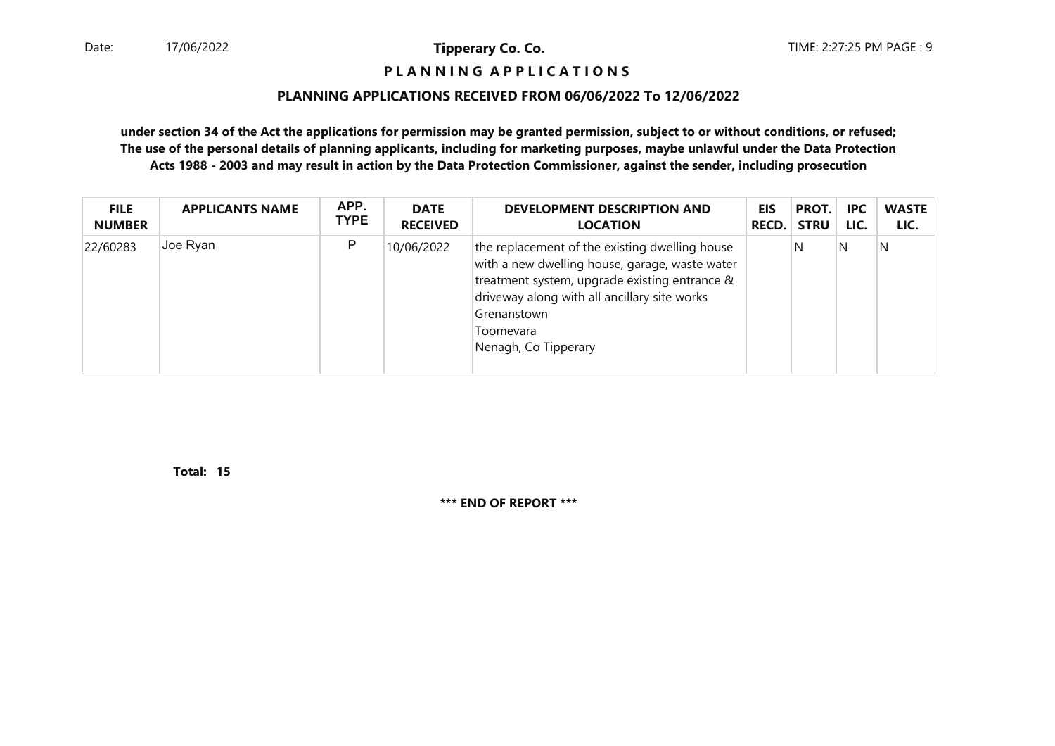**Tipperary Co. Co.**

**P L A N N I N G   A P P L I C A T I O N S**

**PLANNING APPLICATIONS RECEIVED FROM 06/06/2022 To 12/06/2022**

**under section 34 of the Act the applications for permission may be granted permission, subject to or without conditions, or refused; The use of the personal details of planning applicants, including for marketing purposes, maybe unlawful under the Data Protection Acts 1988 - 2003 and may result in action by the Data Protection Commissioner, against the sender, including prosecution**

| FILE NUMBER | APPLICANTS NAME | APP. TYPE | DATE RECEIVED | DEVELOPMENT DESCRIPTION AND LOCATION | EIS RECD. | PROT. STRU | IPC LIC. | WASTE LIC. |
|---|---|---|---|---|---|---|---|---|
| 22/60283 | Joe Ryan | P | 10/06/2022 | the replacement of the existing dwelling house with a new dwelling house, garage, waste water treatment system, upgrade existing entrance & driveway along with all ancillary site works<br>Grenanstown<br>Toomevara<br>Nenagh, Co Tipperary | | N | N | N |

**Total: 15**

**\*\*\* END OF REPORT \*\*\***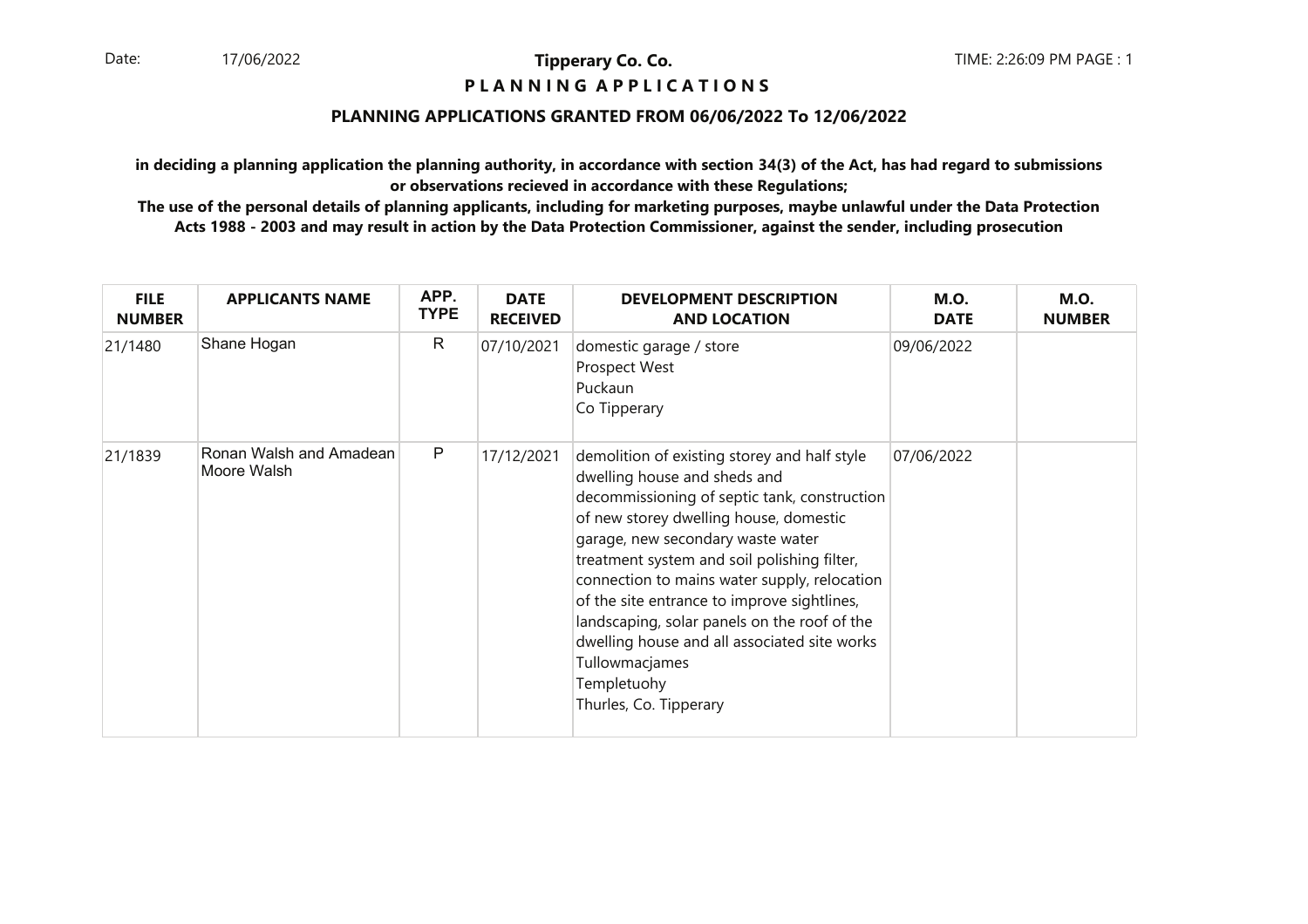**Tipperary Co. Co.**

**P L A N N I N G  A P P L I C A T I O N S**

## PLANNING APPLICATIONS GRANTED FROM 06/06/2022 To 12/06/2022

**in deciding a planning application the planning authority, in accordance with section 34(3) of the Act, has had regard to submissions or observations recieved in accordance with these Regulations;**

**The use of the personal details of planning applicants, including for marketing purposes, maybe unlawful under the Data Protection Acts 1988 - 2003 and may result in action by the Data Protection Commissioner, against the sender, including prosecution**

| FILE NUMBER | APPLICANTS NAME | APP. TYPE | DATE RECEIVED | DEVELOPMENT DESCRIPTION AND LOCATION | M.O. DATE | M.O. NUMBER |
|---|---|---|---|---|---|---|
| 21/1480 | Shane Hogan | R | 07/10/2021 | domestic garage / store<br>Prospect West<br>Puckaun<br>Co Tipperary | 09/06/2022 | |
| 21/1839 | Ronan Walsh and Amadean Moore Walsh | P | 17/12/2021 | demolition of existing storey and half style dwelling house and sheds and decommissioning of septic tank, construction of new storey dwelling house, domestic garage, new secondary waste water treatment system and soil polishing filter, connection to mains water supply, relocation of the site entrance to improve sightlines, landscaping, solar panels on the roof of the dwelling house and all associated site works<br>Tullowmacjames<br>Templetuohy<br>Thurles, Co. Tipperary | 07/06/2022 | |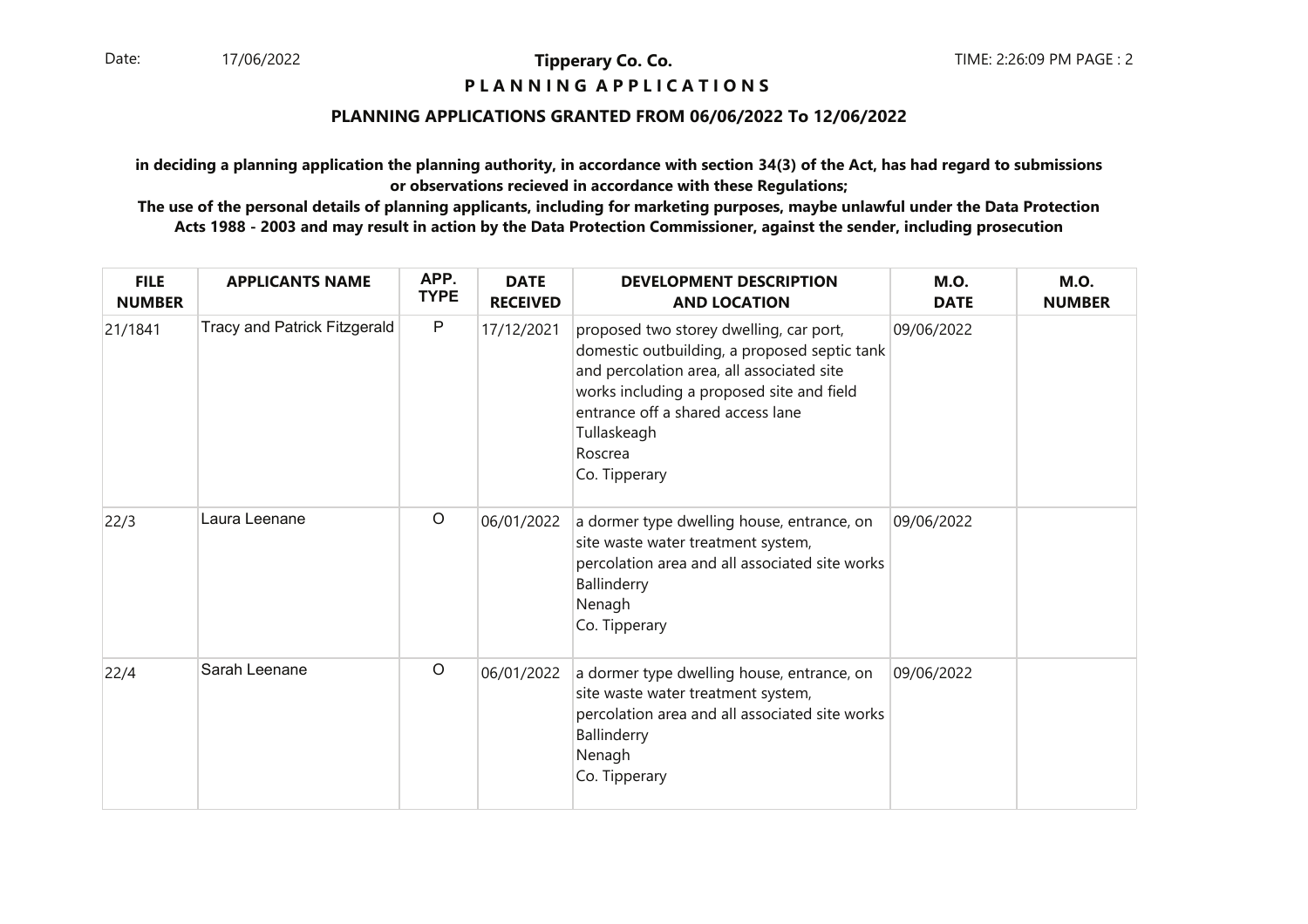**Tipperary Co. Co.**

**P L A N N I N G A P P L I C A T I O N S**

**PLANNING APPLICATIONS GRANTED FROM 06/06/2022 To 12/06/2022**

**in deciding a planning application the planning authority, in accordance with section 34(3) of the Act, has had regard to submissions or observations recieved in accordance with these Regulations;**

**The use of the personal details of planning applicants, including for marketing purposes, maybe unlawful under the Data Protection Acts 1988 - 2003 and may result in action by the Data Protection Commissioner, against the sender, including prosecution**

| FILE NUMBER | APPLICANTS NAME | APP. TYPE | DATE RECEIVED | DEVELOPMENT DESCRIPTION AND LOCATION | M.O. DATE | M.O. NUMBER |
|---|---|---|---|---|---|---|
| 21/1841 | Tracy and Patrick Fitzgerald | P | 17/12/2021 | proposed two storey dwelling, car port, domestic outbuilding, a proposed septic tank and percolation area, all associated site works including a proposed site and field entrance off a shared access lane Tullaskeagh Roscrea Co. Tipperary | 09/06/2022 | |
| 22/3 | Laura Leenane | O | 06/01/2022 | a dormer type dwelling house, entrance, on site waste water treatment system, percolation area and all associated site works Ballinderry Nenagh Co. Tipperary | 09/06/2022 | |
| 22/4 | Sarah Leenane | O | 06/01/2022 | a dormer type dwelling house, entrance, on site waste water treatment system, percolation area and all associated site works Ballinderry Nenagh Co. Tipperary | 09/06/2022 | |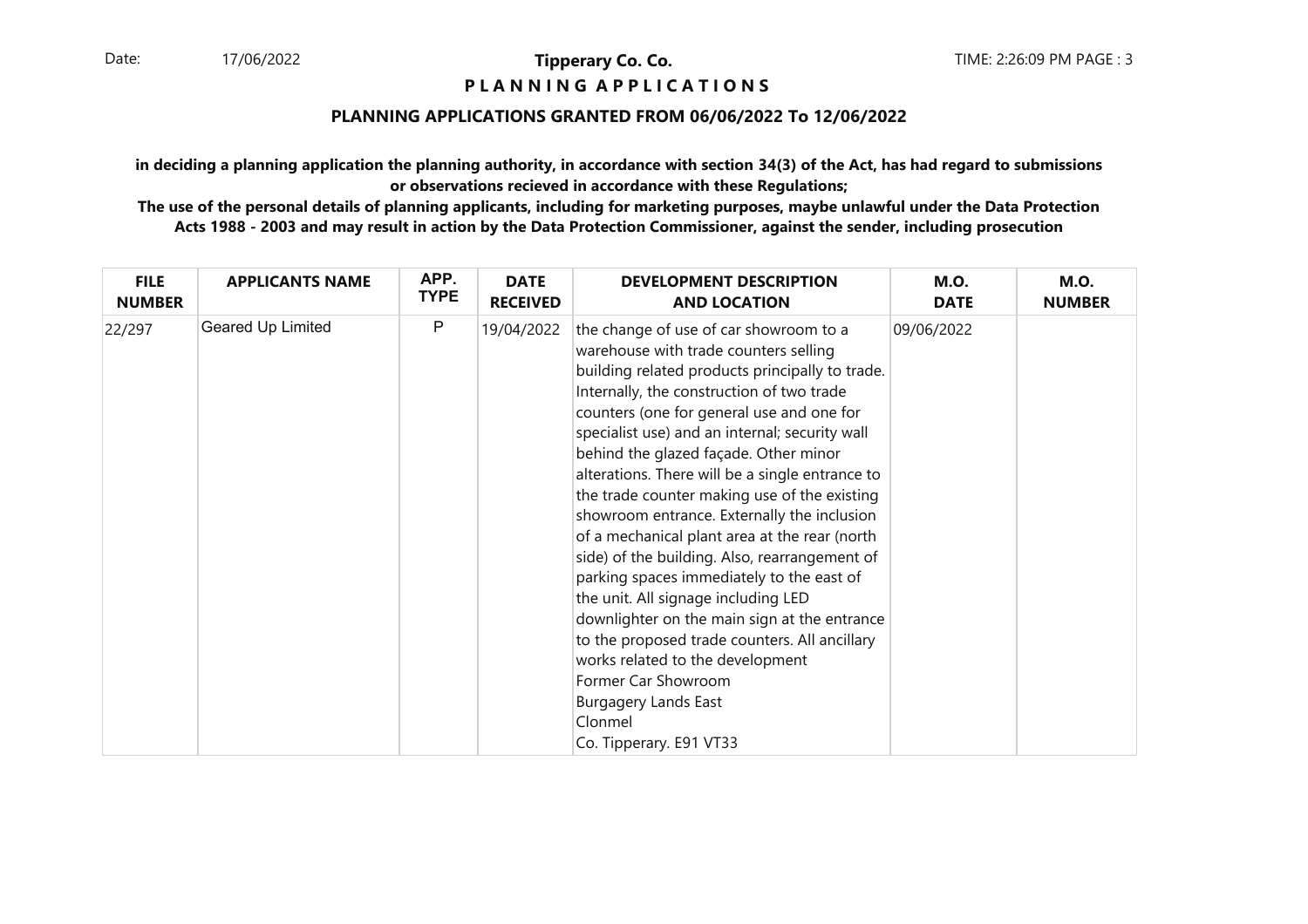**Tipperary Co. Co.**

**P L A N N I N G  A P P L I C A T I O N S**

**PLANNING APPLICATIONS GRANTED FROM 06/06/2022 To 12/06/2022**

**in deciding a planning application the planning authority, in accordance with section 34(3) of the Act, has had regard to submissions or observations recieved in accordance with these Regulations;**

**The use of the personal details of planning applicants, including for marketing purposes, maybe unlawful under the Data Protection Acts 1988 - 2003 and may result in action by the Data Protection Commissioner, against the sender, including prosecution**

| FILE NUMBER | APPLICANTS NAME | APP. TYPE | DATE RECEIVED | DEVELOPMENT DESCRIPTION AND LOCATION | M.O. DATE | M.O. NUMBER |
|---|---|---|---|---|---|---|
| 22/297 | Geared Up Limited | P | 19/04/2022 | the change of use of car showroom to a warehouse with trade counters selling building related products principally to trade. Internally, the construction of two trade counters (one for general use and one for specialist use) and an internal; security wall behind the glazed façade. Other minor alterations. There will be a single entrance to the trade counter making use of the existing showroom entrance. Externally the inclusion of a mechanical plant area at the rear (north side) of the building. Also, rearrangement of parking spaces immediately to the east of the unit. All signage including LED downlighter on the main sign at the entrance to the proposed trade counters. All ancillary works related to the development<br>Former Car Showroom<br>Burgagery Lands East<br>Clonmel<br>Co. Tipperary. E91 VT33 | 09/06/2022 | |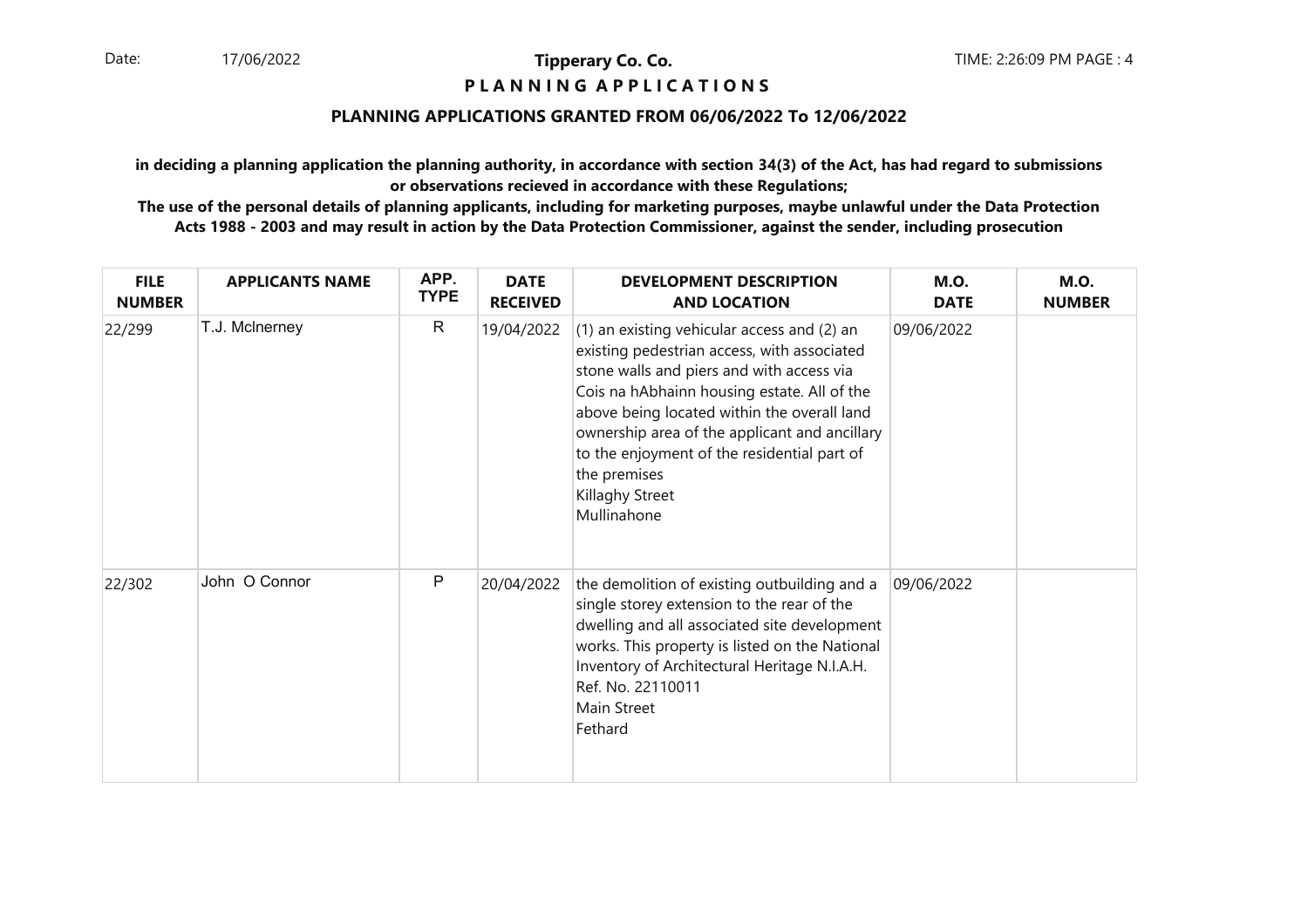**Tipperary Co. Co.**

**P L A N N I N G A P P L I C A T I O N S**

## PLANNING APPLICATIONS GRANTED FROM 06/06/2022 To 12/06/2022

**in deciding a planning application the planning authority, in accordance with section 34(3) of the Act, has had regard to submissions or observations recieved in accordance with these Regulations;**

**The use of the personal details of planning applicants, including for marketing purposes, maybe unlawful under the Data Protection Acts 1988 - 2003 and may result in action by the Data Protection Commissioner, against the sender, including prosecution**

| FILE NUMBER | APPLICANTS NAME | APP. TYPE | DATE RECEIVED | DEVELOPMENT DESCRIPTION AND LOCATION | M.O. DATE | M.O. NUMBER |
|---|---|---|---|---|---|---|
| 22/299 | T.J. McInerney | R | 19/04/2022 | (1) an existing vehicular access and (2) an existing pedestrian access, with associated stone walls and piers and with access via Cois na hAbhainn housing estate. All of the above being located within the overall land ownership area of the applicant and ancillary to the enjoyment of the residential part of the premises Killaghy Street Mullinahone | 09/06/2022 | |
| 22/302 | John O Connor | P | 20/04/2022 | the demolition of existing outbuilding and a single storey extension to the rear of the dwelling and all associated site development works. This property is listed on the National Inventory of Architectural Heritage N.I.A.H. Ref. No. 22110011 Main Street Fethard | 09/06/2022 | |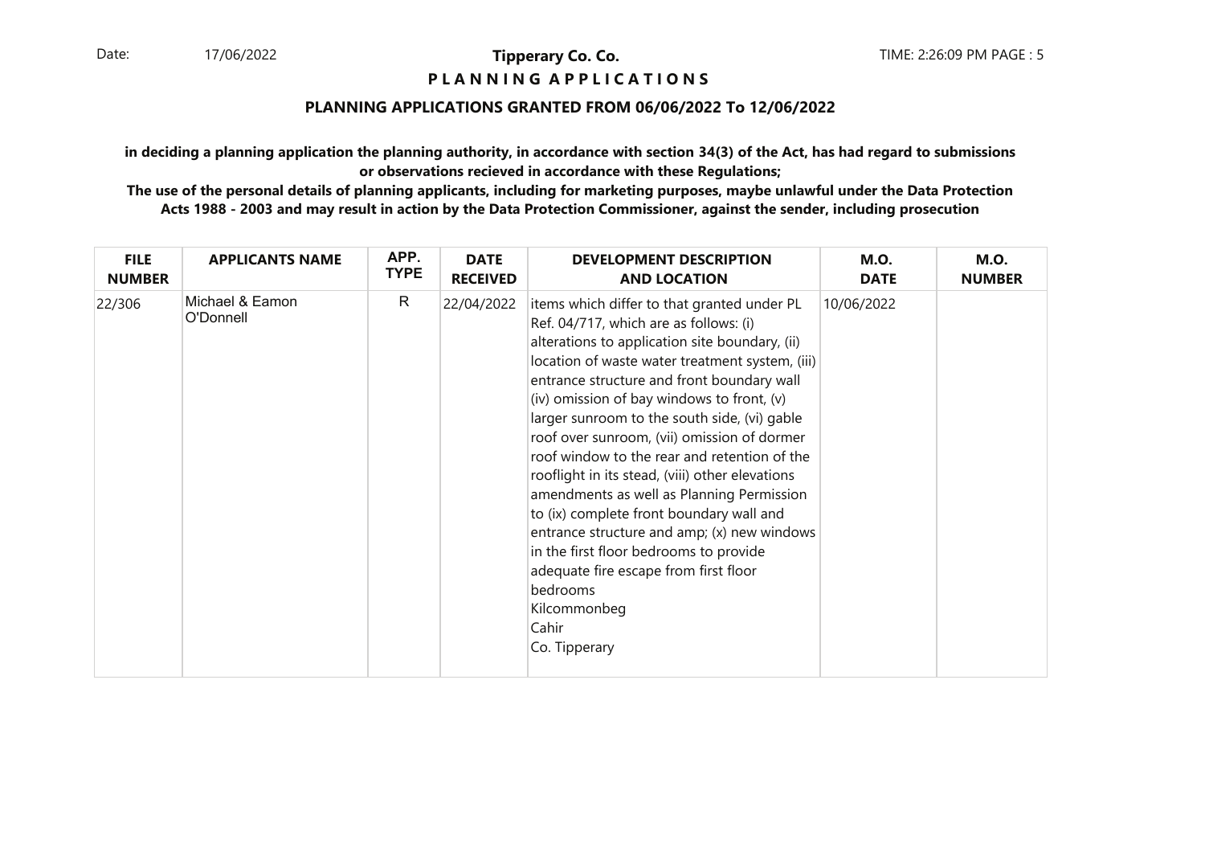**Tipperary Co. Co.**

**P L A N N I N G A P P L I C A T I O N S**

**PLANNING APPLICATIONS GRANTED FROM 06/06/2022 To 12/06/2022**

**in deciding a planning application the planning authority, in accordance with section 34(3) of the Act, has had regard to submissions or observations recieved in accordance with these Regulations;**

**The use of the personal details of planning applicants, including for marketing purposes, maybe unlawful under the Data Protection Acts 1988 - 2003 and may result in action by the Data Protection Commissioner, against the sender, including prosecution**

| FILE NUMBER | APPLICANTS NAME | APP. TYPE | DATE RECEIVED | DEVELOPMENT DESCRIPTION AND LOCATION | M.O. DATE | M.O. NUMBER |
|---|---|---|---|---|---|---|
| 22/306 | Michael & Eamon O'Donnell | R | 22/04/2022 | items which differ to that granted under PL Ref. 04/717, which are as follows: (i) alterations to application site boundary, (ii) location of waste water treatment system, (iii) entrance structure and front boundary wall (iv) omission of bay windows to front, (v) larger sunroom to the south side, (vi) gable roof over sunroom, (vii) omission of dormer roof window to the rear and retention of the rooflight in its stead, (viii) other elevations amendments as well as Planning Permission to (ix) complete front boundary wall and entrance structure and amp; (x) new windows in the first floor bedrooms to provide adequate fire escape from first floor bedrooms Kilcommonbeg Cahir Co. Tipperary | 10/06/2022 | |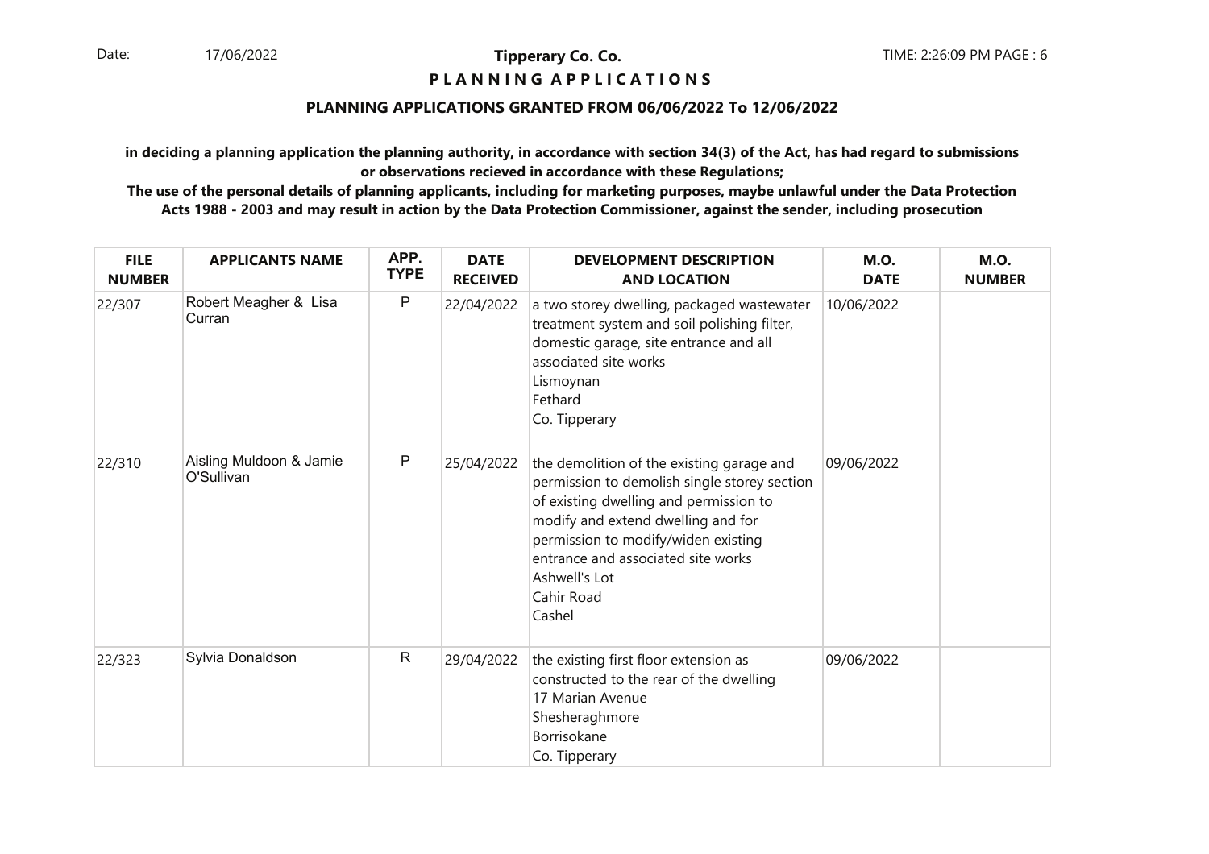**Tipperary Co. Co.**

**P L A N N I N G   A P P L I C A T I O N S**

## PLANNING APPLICATIONS GRANTED FROM 06/06/2022 To 12/06/2022

**in deciding a planning application the planning authority, in accordance with section 34(3) of the Act, has had regard to submissions or observations recieved in accordance with these Regulations;**

**The use of the personal details of planning applicants, including for marketing purposes, maybe unlawful under the Data Protection Acts 1988 - 2003 and may result in action by the Data Protection Commissioner, against the sender, including prosecution**

| FILE NUMBER | APPLICANTS NAME | APP. TYPE | DATE RECEIVED | DEVELOPMENT DESCRIPTION AND LOCATION | M.O. DATE | M.O. NUMBER |
|---|---|---|---|---|---|---|
| 22/307 | Robert Meagher & Lisa Curran | P | 22/04/2022 | a two storey dwelling, packaged wastewater treatment system and soil polishing filter, domestic garage, site entrance and all associated site works<br>Lismoynan<br>Fethard<br>Co. Tipperary | 10/06/2022 | |
| 22/310 | Aisling Muldoon & Jamie O'Sullivan | P | 25/04/2022 | the demolition of the existing garage and permission to demolish single storey section of existing dwelling and permission to modify and extend dwelling and for permission to modify/widen existing entrance and associated site works<br>Ashwell's Lot<br>Cahir Road<br>Cashel | 09/06/2022 | |
| 22/323 | Sylvia Donaldson | R | 29/04/2022 | the existing first floor extension as constructed to the rear of the dwelling<br>17 Marian Avenue<br>Shesheraghmore<br>Borrisokane<br>Co. Tipperary | 09/06/2022 | |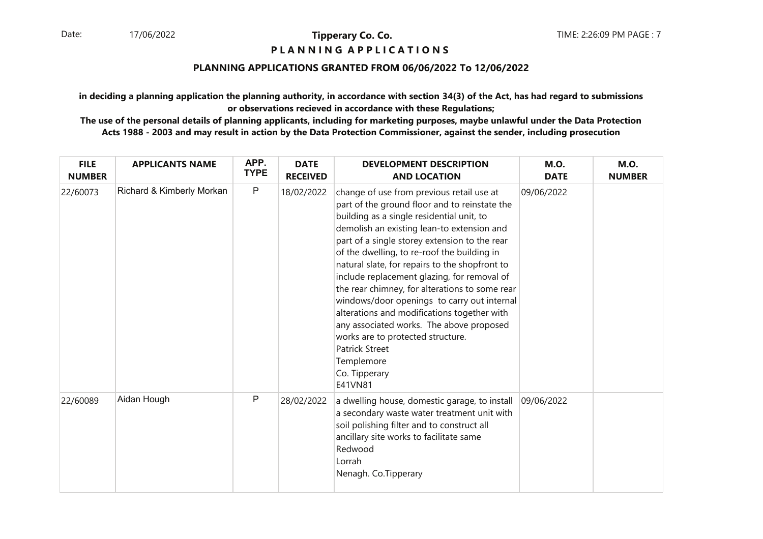**Tipperary Co. Co.**

**P L A N N I N G A P P L I C A T I O N S**

**PLANNING APPLICATIONS GRANTED FROM 06/06/2022 To 12/06/2022**

**in deciding a planning application the planning authority, in accordance with section 34(3) of the Act, has had regard to submissions or observations recieved in accordance with these Regulations;**

**The use of the personal details of planning applicants, including for marketing purposes, maybe unlawful under the Data Protection Acts 1988 - 2003 and may result in action by the Data Protection Commissioner, against the sender, including prosecution**

| FILE NUMBER | APPLICANTS NAME | APP. TYPE | DATE RECEIVED | DEVELOPMENT DESCRIPTION AND LOCATION | M.O. DATE | M.O. NUMBER |
|---|---|---|---|---|---|---|
| 22/60073 | Richard & Kimberly Morkan | P | 18/02/2022 | change of use from previous retail use at part of the ground floor and to reinstate the building as a single residential unit, to demolish an existing lean-to extension and part of a single storey extension to the rear of the dwelling, to re-roof the building in natural slate, for repairs to the shopfront to include replacement glazing, for removal of the rear chimney, for alterations to some rear windows/door openings to carry out internal alterations and modifications together with any associated works. The above proposed works are to protected structure. Patrick Street Templemore Co. Tipperary E41VN81 | 09/06/2022 | |
| 22/60089 | Aidan Hough | P | 28/02/2022 | a dwelling house, domestic garage, to install a secondary waste water treatment unit with soil polishing filter and to construct all ancillary site works to facilitate same Redwood Lorrah Nenagh. Co.Tipperary | 09/06/2022 | |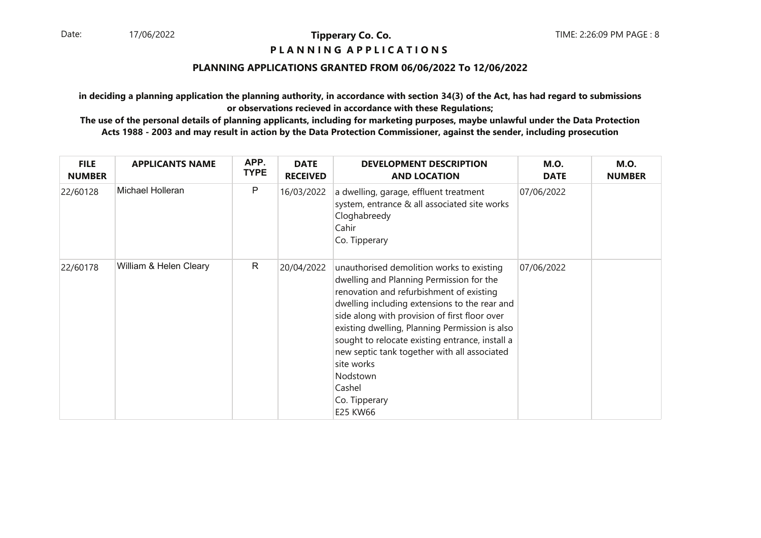**Tipperary Co. Co.**

**P L A N N I N G A P P L I C A T I O N S**

**PLANNING APPLICATIONS GRANTED FROM 06/06/2022 To 12/06/2022**

**in deciding a planning application the planning authority, in accordance with section 34(3) of the Act, has had regard to submissions or observations recieved in accordance with these Regulations;**

**The use of the personal details of planning applicants, including for marketing purposes, maybe unlawful under the Data Protection Acts 1988 - 2003 and may result in action by the Data Protection Commissioner, against the sender, including prosecution**

| FILE NUMBER | APPLICANTS NAME | APP. TYPE | DATE RECEIVED | DEVELOPMENT DESCRIPTION AND LOCATION | M.O. DATE | M.O. NUMBER |
|---|---|---|---|---|---|---|
| 22/60128 | Michael Holleran | P | 16/03/2022 | a dwelling, garage, effluent treatment system, entrance & all associated site works Cloghabreedy Cahir Co. Tipperary | 07/06/2022 | |
| 22/60178 | William & Helen Cleary | R | 20/04/2022 | unauthorised demolition works to existing dwelling and Planning Permission for the renovation and refurbishment of existing dwelling including extensions to the rear and side along with provision of first floor over existing dwelling, Planning Permission is also sought to relocate existing entrance, install a new septic tank together with all associated site works Nodstown Cashel Co. Tipperary E25 KW66 | 07/06/2022 | |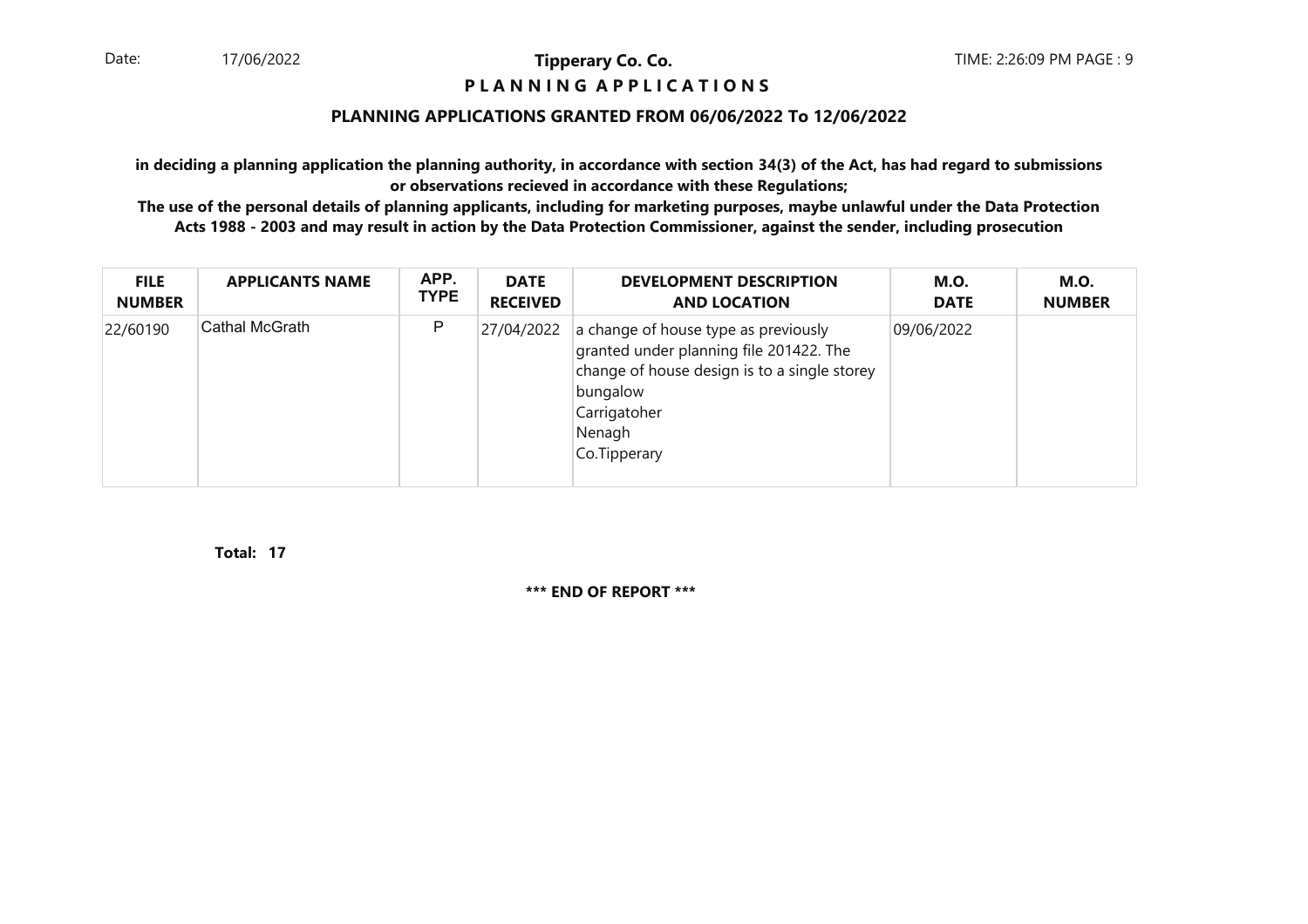## PLANNING APPLICATIONS

### PLANNING APPLICATIONS GRANTED FROM 06/06/2022 To 12/06/2022

**in deciding a planning application the planning authority, in accordance with section 34(3) of the Act, has had regard to submissions or observations recieved in accordance with these Regulations;**

**The use of the personal details of planning applicants, including for marketing purposes, maybe unlawful under the Data Protection Acts 1988 - 2003 and may result in action by the Data Protection Commissioner, against the sender, including prosecution**

| FILE NUMBER | APPLICANTS NAME | APP. TYPE | DATE RECEIVED | DEVELOPMENT DESCRIPTION AND LOCATION | M.O. DATE | M.O. NUMBER |
|---|---|---|---|---|---|---|
| 22/60190 | Cathal McGrath | P | 27/04/2022 | a change of house type as previously granted under planning file 201422. The change of house design is to a single storey bungalow<br>Carrigatoher<br>Nenagh<br>Co.Tipperary | 09/06/2022 | |

**Total: 17**

**\*\*\* END OF REPORT \*\*\***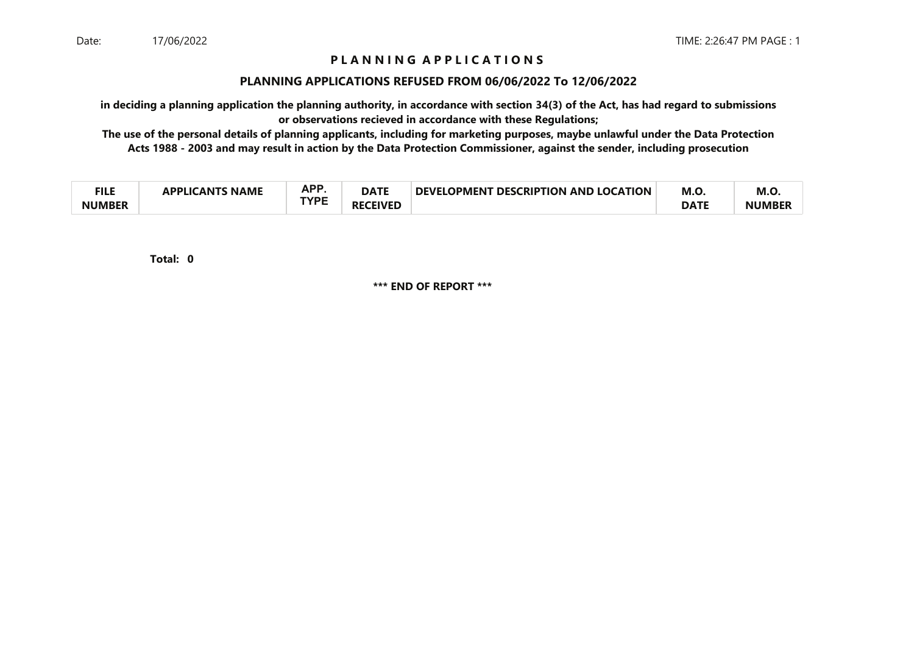Date: 17/06/2022

# P L A N N I N G A P P L I C A T I O N S

## PLANNING APPLICATIONS REFUSED FROM 06/06/2022 To 12/06/2022

**in deciding a planning application the planning authority, in accordance with section 34(3) of the Act, has had regard to submissions or observations recieved in accordance with these Regulations;**

**The use of the personal details of planning applicants, including for marketing purposes, maybe unlawful under the Data Protection Acts 1988 - 2003 and may result in action by the Data Protection Commissioner, against the sender, including prosecution**

| FILE NUMBER | APPLICANTS NAME | APP. TYPE | DATE RECEIVED | DEVELOPMENT DESCRIPTION AND LOCATION | M.O. DATE | M.O. NUMBER |
|---|---|---|---|---|---|---|

**Total: 0**

**\*\*\* END OF REPORT \*\*\***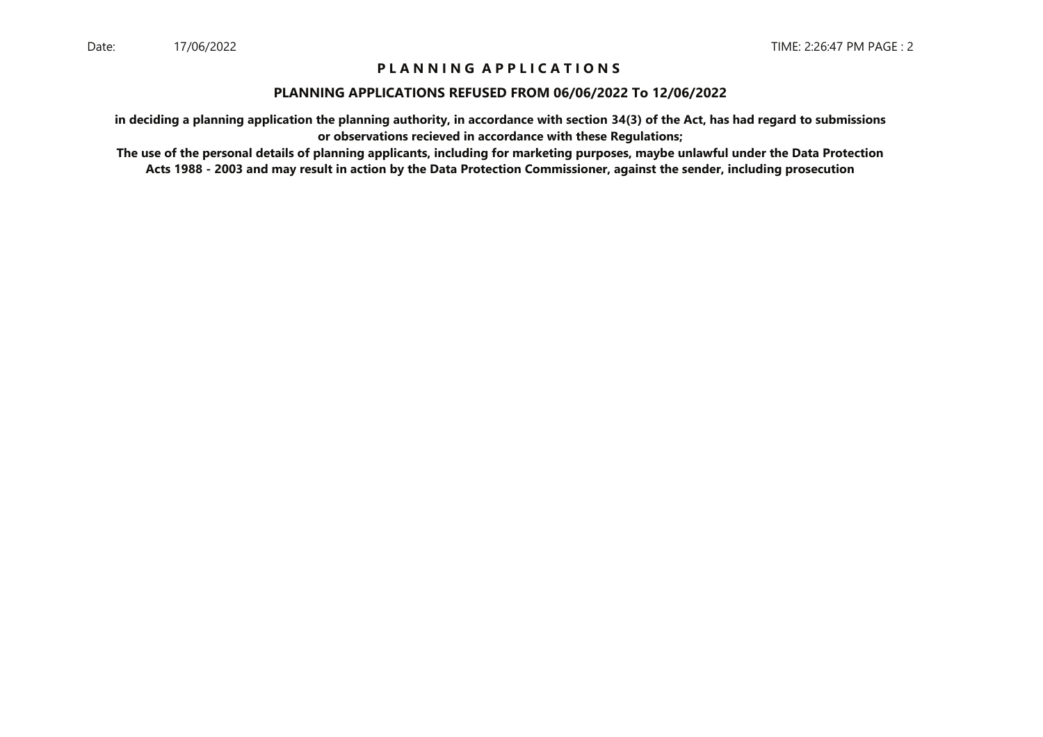# P L A N N I N G A P P L I C A T I O N S

## PLANNING APPLICATIONS REFUSED FROM 06/06/2022 To 12/06/2022

**in deciding a planning application the planning authority, in accordance with section 34(3) of the Act, has had regard to submissions or observations recieved in accordance with these Regulations;**

**The use of the personal details of planning applicants, including for marketing purposes, maybe unlawful under the Data Protection Acts 1988 - 2003 and may result in action by the Data Protection Commissioner, against the sender, including prosecution**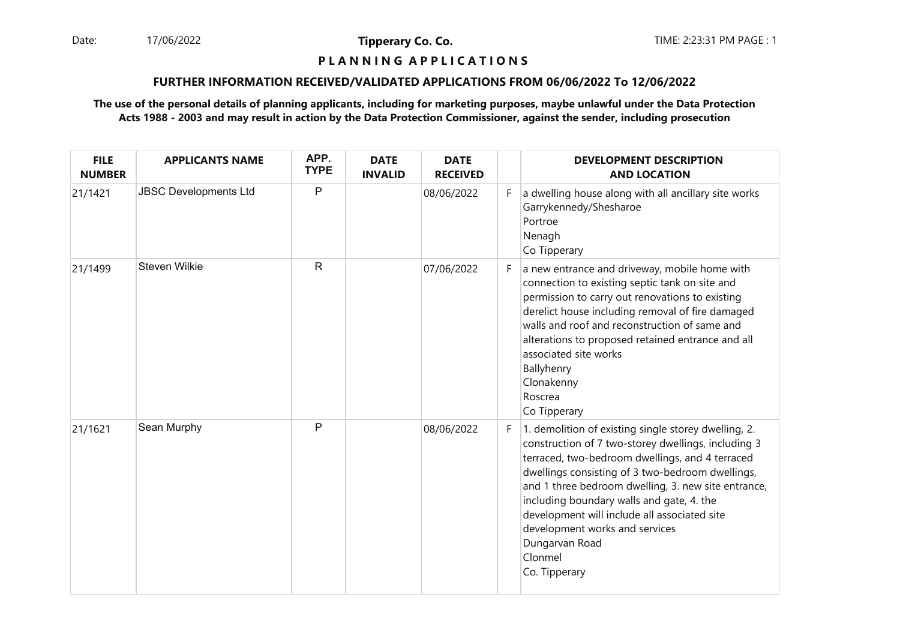**Tipperary Co. Co.**

**P L A N N I N G   A P P L I C A T I O N S**

**FURTHER INFORMATION RECEIVED/VALIDATED APPLICATIONS FROM 06/06/2022 To 12/06/2022**

**The use of the personal details of planning applicants, including for marketing purposes, maybe unlawful under the Data Protection Acts 1988 - 2003 and may result in action by the Data Protection Commissioner, against the sender, including prosecution**

| FILE NUMBER | APPLICANTS NAME | APP. TYPE | DATE INVALID | DATE RECEIVED | | DEVELOPMENT DESCRIPTION AND LOCATION |
|---|---|---|---|---|---|---|
| 21/1421 | JBSC Developments Ltd | P | | 08/06/2022 | F | a dwelling house along with all ancillary site works<br>Garrykennedy/Shesharoe<br>Portroe<br>Nenagh<br>Co Tipperary |
| 21/1499 | Steven Wilkie | R | | 07/06/2022 | F | a new entrance and driveway, mobile home with connection to existing septic tank on site and permission to carry out renovations to existing derelict house including removal of fire damaged walls and roof and reconstruction of same and alterations to proposed retained entrance and all associated site works<br>Ballyhenry<br>Clonakenny<br>Roscrea<br>Co Tipperary |
| 21/1621 | Sean Murphy | P | | 08/06/2022 | F | 1. demolition of existing single storey dwelling, 2. construction of 7 two-storey dwellings, including 3 terraced, two-bedroom dwellings, and 4 terraced dwellings consisting of 3 two-bedroom dwellings, and 1 three bedroom dwelling, 3. new site entrance, including boundary walls and gate, 4. the development will include all associated site development works and services<br>Dungarvan Road<br>Clonmel<br>Co. Tipperary |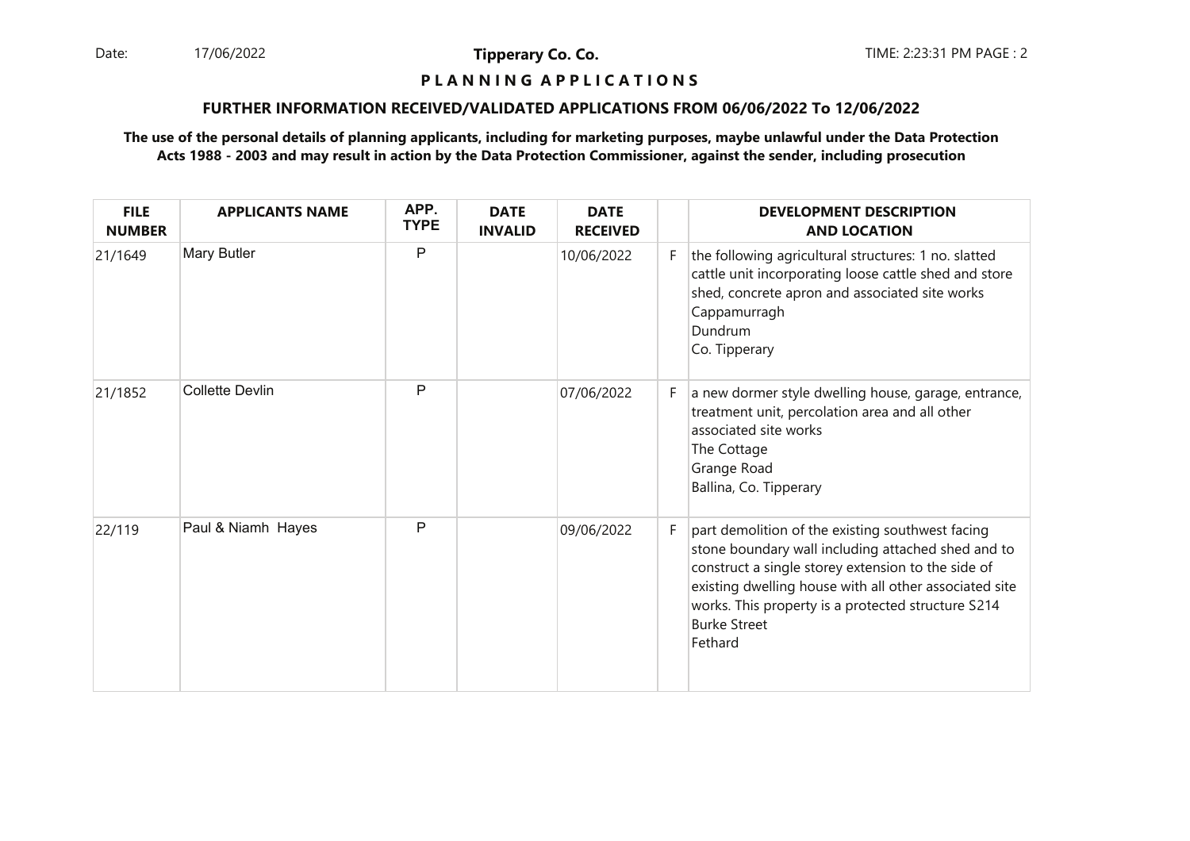# P L A N N I N G A P P L I C A T I O N S

## FURTHER INFORMATION RECEIVED/VALIDATED APPLICATIONS FROM 06/06/2022 To 12/06/2022

**The use of the personal details of planning applicants, including for marketing purposes, maybe unlawful under the Data Protection Acts 1988 - 2003 and may result in action by the Data Protection Commissioner, against the sender, including prosecution**

| FILE NUMBER | APPLICANTS NAME | APP. TYPE | DATE INVALID | DATE RECEIVED | | DEVELOPMENT DESCRIPTION AND LOCATION |
|---|---|---|---|---|---|---|
| 21/1649 | Mary Butler | P | | 10/06/2022 | F | the following agricultural structures: 1 no. slatted cattle unit incorporating loose cattle shed and store shed, concrete apron and associated site works<br>Cappamurragh<br>Dundrum<br>Co. Tipperary |
| 21/1852 | Collette Devlin | P | | 07/06/2022 | F | a new dormer style dwelling house, garage, entrance, treatment unit, percolation area and all other associated site works<br>The Cottage<br>Grange Road<br>Ballina, Co. Tipperary |
| 22/119 | Paul & Niamh Hayes | P | | 09/06/2022 | F | part demolition of the existing southwest facing stone boundary wall including attached shed and to construct a single storey extension to the side of existing dwelling house with all other associated site works. This property is a protected structure S214<br>Burke Street<br>Fethard |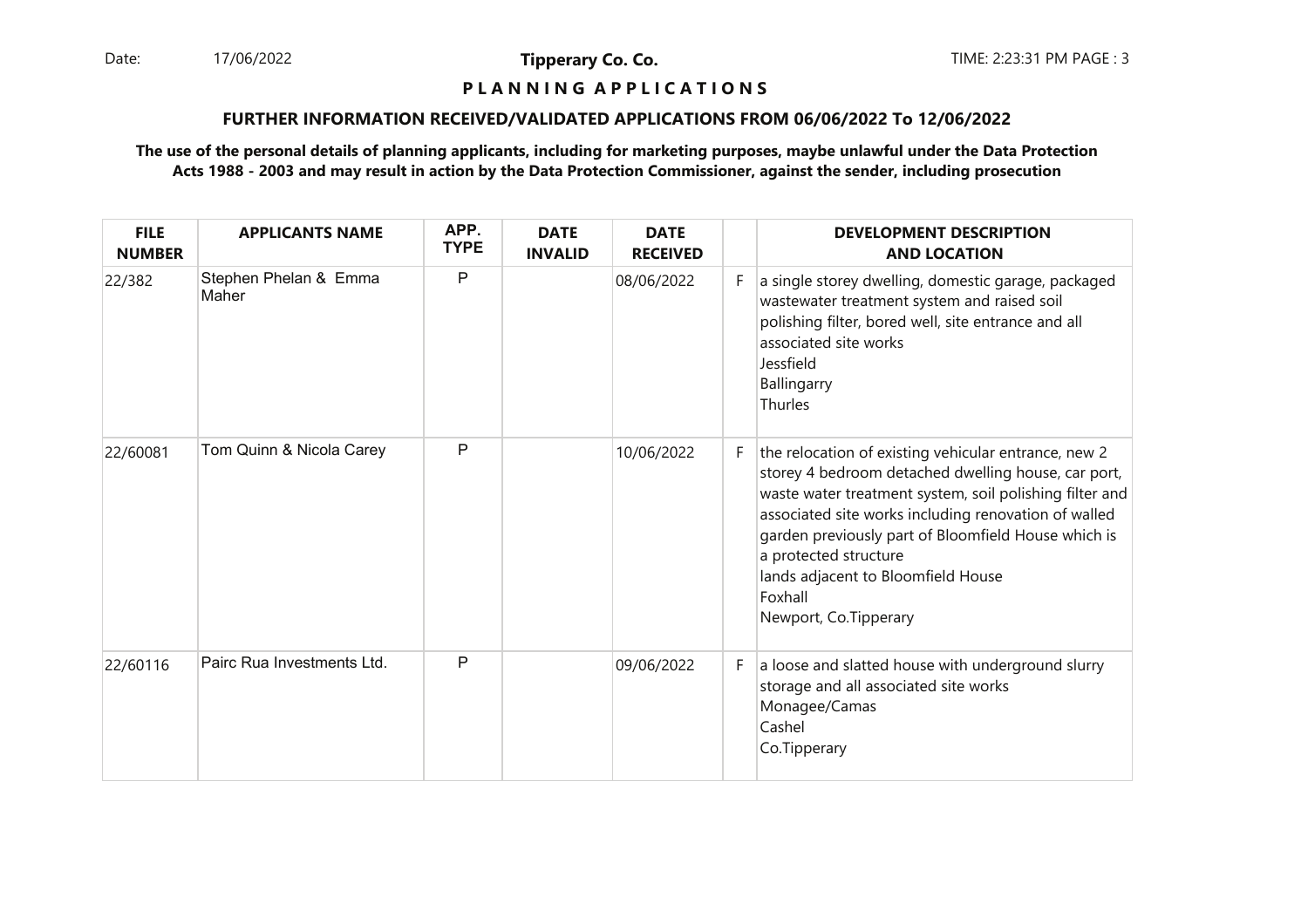**Tipperary Co. Co.**

**P L A N N I N G A P P L I C A T I O N S**

**FURTHER INFORMATION RECEIVED/VALIDATED APPLICATIONS FROM 06/06/2022 To 12/06/2022**

**The use of the personal details of planning applicants, including for marketing purposes, maybe unlawful under the Data Protection Acts 1988 - 2003 and may result in action by the Data Protection Commissioner, against the sender, including prosecution**

| FILE NUMBER | APPLICANTS NAME | APP. TYPE | DATE INVALID | DATE RECEIVED | | DEVELOPMENT DESCRIPTION AND LOCATION |
|---|---|---|---|---|---|---|
| 22/382 | Stephen Phelan & Emma Maher | P | | 08/06/2022 | F | a single storey dwelling, domestic garage, packaged wastewater treatment system and raised soil polishing filter, bored well, site entrance and all associated site works<br>Jessfield<br>Ballingarry<br>Thurles |
| 22/60081 | Tom Quinn & Nicola Carey | P | | 10/06/2022 | F | the relocation of existing vehicular entrance, new 2 storey 4 bedroom detached dwelling house, car port, waste water treatment system, soil polishing filter and associated site works including renovation of walled garden previously part of Bloomfield House which is a protected structure<br>lands adjacent to Bloomfield House<br>Foxhall<br>Newport, Co.Tipperary |
| 22/60116 | Pairc Rua Investments Ltd. | P | | 09/06/2022 | F | a loose and slatted house with underground slurry storage and all associated site works<br>Monagee/Camas<br>Cashel<br>Co.Tipperary |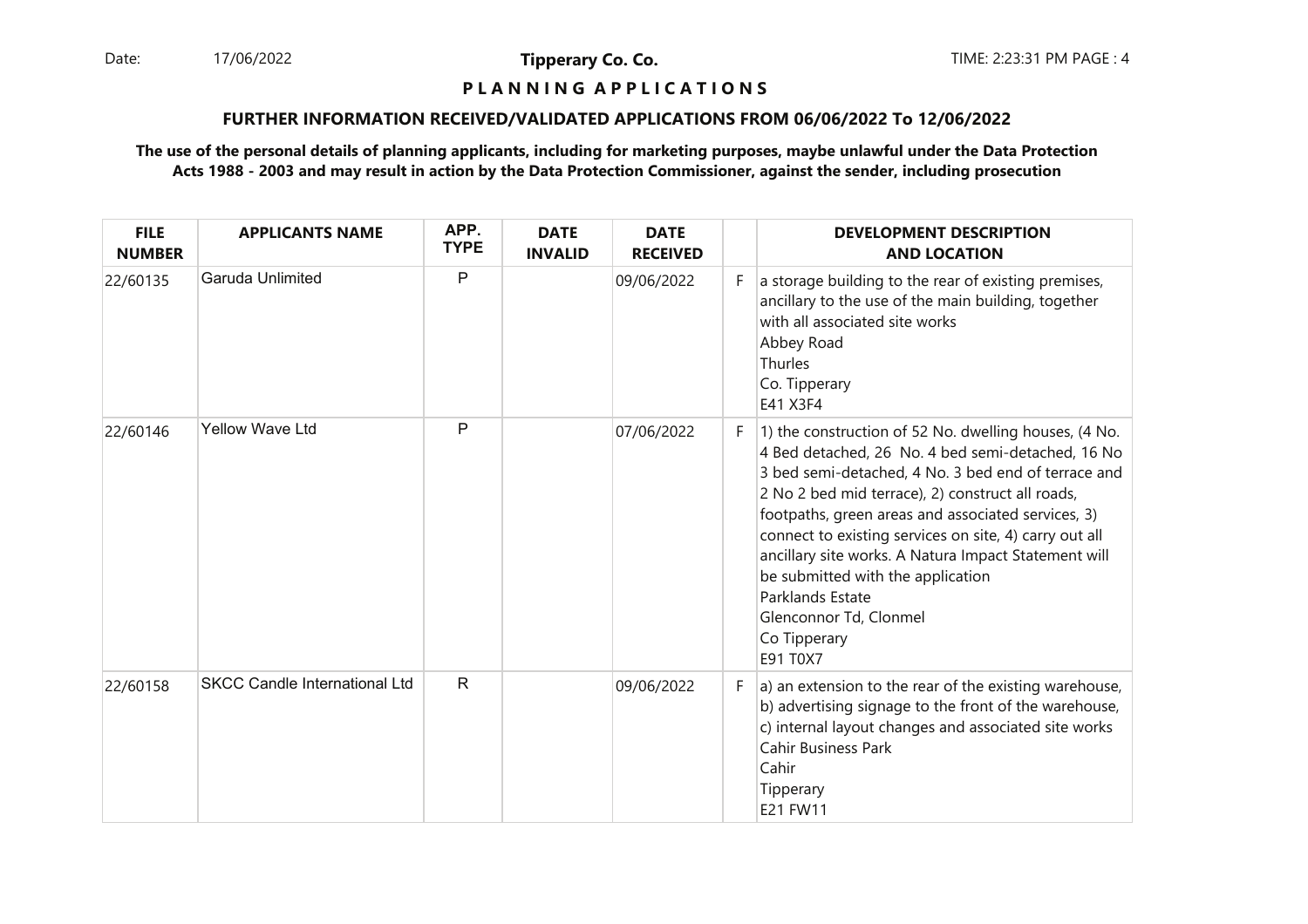**P L A N N I N G A P P L I C A T I O N S**

**FURTHER INFORMATION RECEIVED/VALIDATED APPLICATIONS FROM 06/06/2022 To 12/06/2022**

**The use of the personal details of planning applicants, including for marketing purposes, maybe unlawful under the Data Protection Acts 1988 - 2003 and may result in action by the Data Protection Commissioner, against the sender, including prosecution**

| FILE NUMBER | APPLICANTS NAME | APP. TYPE | DATE INVALID | DATE RECEIVED | | DEVELOPMENT DESCRIPTION AND LOCATION |
|---|---|---|---|---|---|---|
| 22/60135 | Garuda Unlimited | P | | 09/06/2022 | F | a storage building to the rear of existing premises, ancillary to the use of the main building, together with all associated site works<br>Abbey Road<br>Thurles<br>Co. Tipperary<br>E41 X3F4 |
| 22/60146 | Yellow Wave Ltd | P | | 07/06/2022 | F | 1) the construction of 52 No. dwelling houses, (4 No. 4 Bed detached, 26 No. 4 bed semi-detached, 16 No 3 bed semi-detached, 4 No. 3 bed end of terrace and 2 No 2 bed mid terrace), 2) construct all roads, footpaths, green areas and associated services, 3) connect to existing services on site, 4) carry out all ancillary site works. A Natura Impact Statement will be submitted with the application<br>Parklands Estate<br>Glenconnor Td, Clonmel<br>Co Tipperary<br>E91 T0X7 |
| 22/60158 | SKCC Candle International Ltd | R | | 09/06/2022 | F | a) an extension to the rear of the existing warehouse, b) advertising signage to the front of the warehouse, c) internal layout changes and associated site works<br>Cahir Business Park<br>Cahir<br>Tipperary<br>E21 FW11 |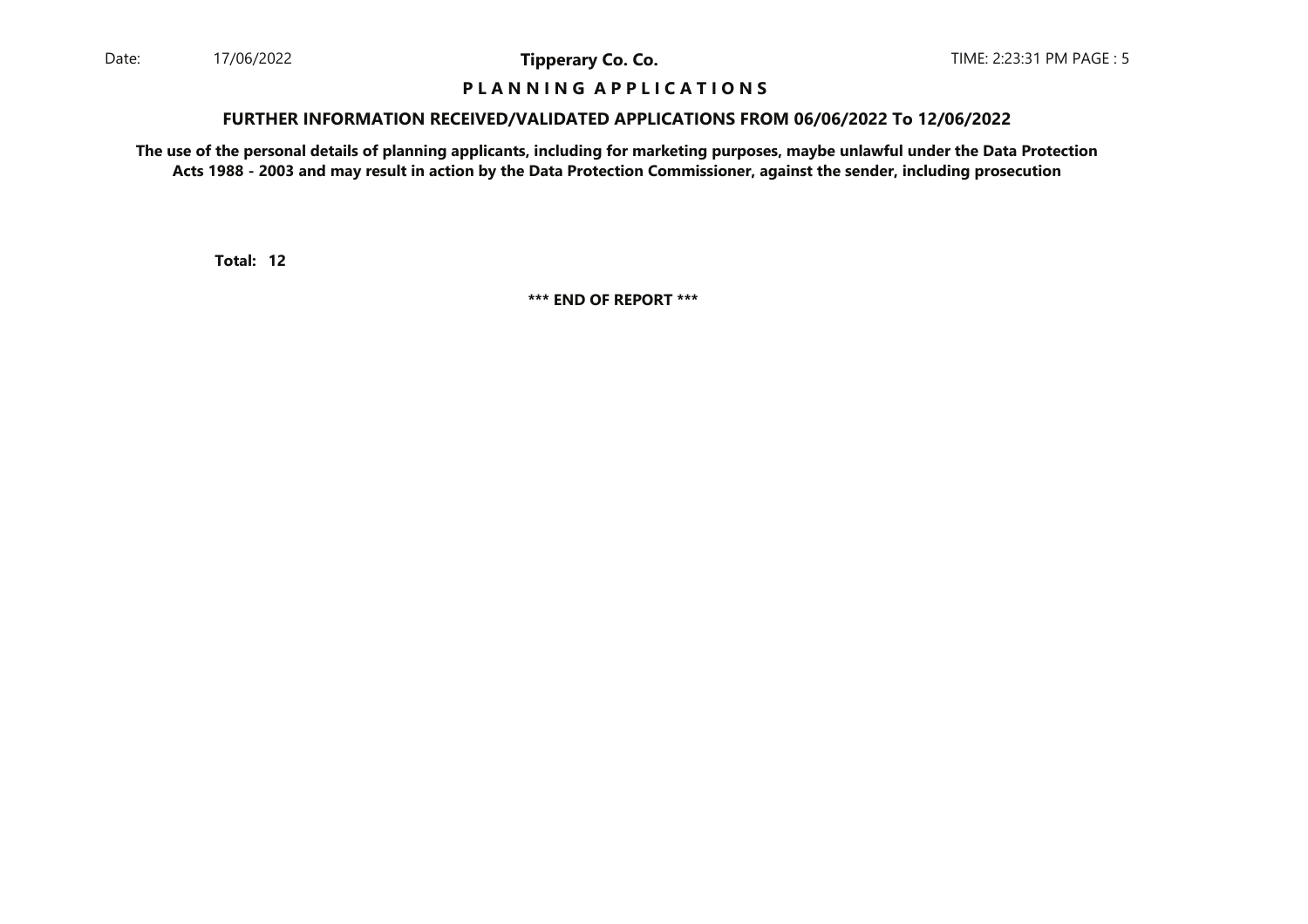# PLANNING APPLICATIONS

## FURTHER INFORMATION RECEIVED/VALIDATED APPLICATIONS FROM 06/06/2022 To 12/06/2022

**The use of the personal details of planning applicants, including for marketing purposes, maybe unlawful under the Data Protection Acts 1988 - 2003 and may result in action by the Data Protection Commissioner, against the sender, including prosecution**

**Total: 12**

**\*\*\* END OF REPORT \*\*\***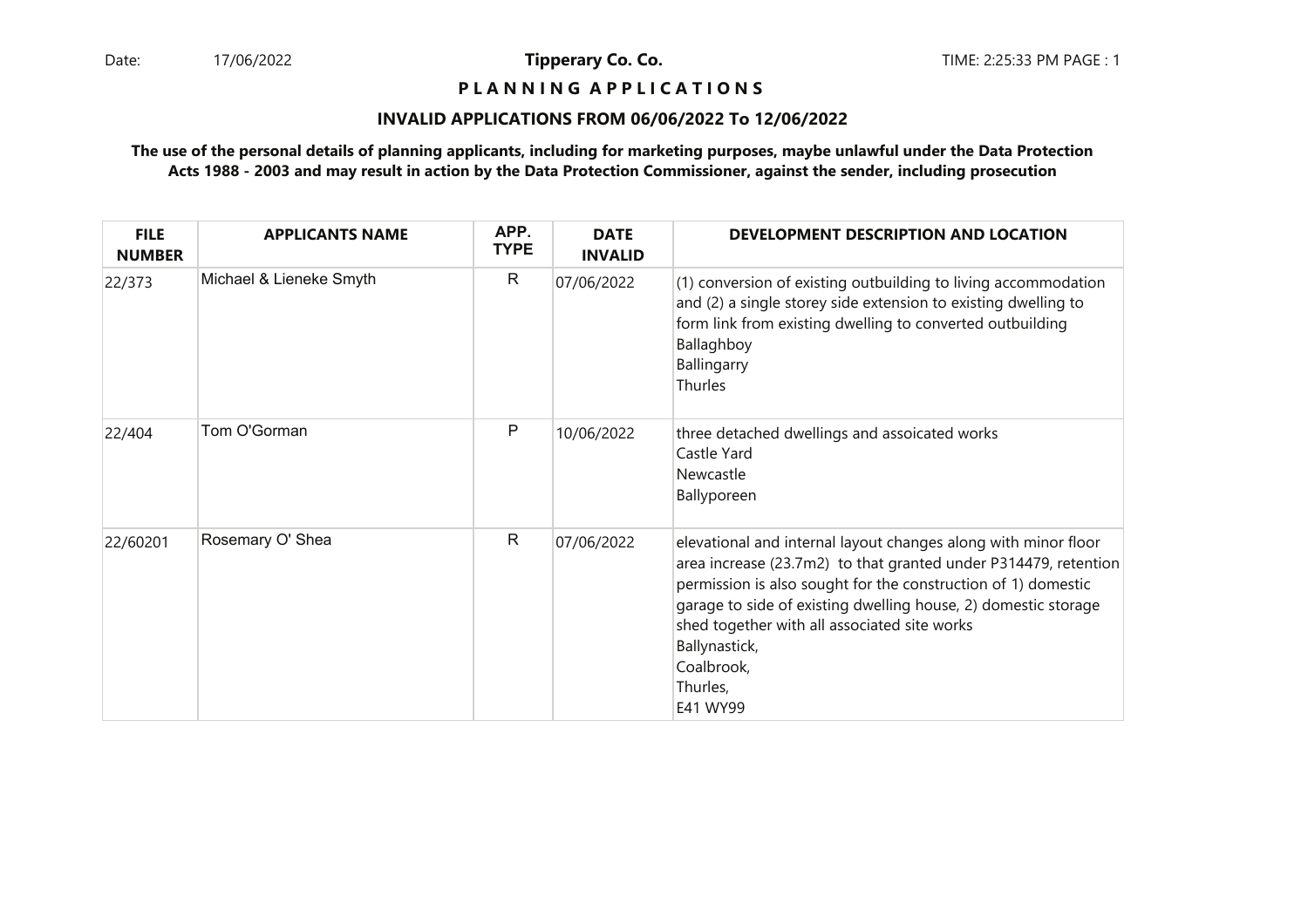**Tipperary Co. Co.**

**P L A N N I N G A P P L I C A T I O N S**

**INVALID APPLICATIONS FROM 06/06/2022 To 12/06/2022**

**The use of the personal details of planning applicants, including for marketing purposes, maybe unlawful under the Data Protection Acts 1988 - 2003 and may result in action by the Data Protection Commissioner, against the sender, including prosecution**

| FILE NUMBER | APPLICANTS NAME | APP. TYPE | DATE INVALID | DEVELOPMENT DESCRIPTION AND LOCATION |
|---|---|---|---|---|
| 22/373 | Michael & Lieneke Smyth | R | 07/06/2022 | (1) conversion of existing outbuilding to living accommodation and (2) a single storey side extension to existing dwelling to form link from existing dwelling to converted outbuilding<br>Ballaghboy<br>Ballingarry<br>Thurles |
| 22/404 | Tom O'Gorman | P | 10/06/2022 | three detached dwellings and assoicated works<br>Castle Yard<br>Newcastle<br>Ballyporeen |
| 22/60201 | Rosemary O' Shea | R | 07/06/2022 | elevational and internal layout changes along with minor floor area increase (23.7m2) to that granted under P314479, retention permission is also sought for the construction of 1) domestic garage to side of existing dwelling house, 2) domestic storage shed together with all associated site works<br>Ballynastick,<br>Coalbrook,<br>Thurles,<br>E41 WY99 |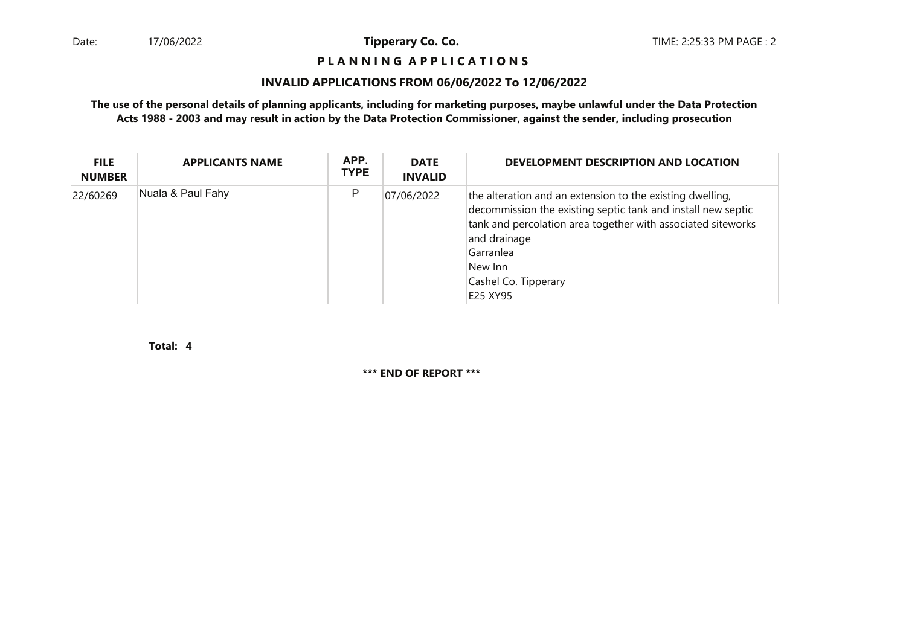**Date:** 17/06/2022

**Tipperary Co. Co.**

**P L A N N I N G A P P L I C A T I O N S**

**INVALID APPLICATIONS FROM 06/06/2022 To 12/06/2022**

**The use of the personal details of planning applicants, including for marketing purposes, maybe unlawful under the Data Protection Acts 1988 - 2003 and may result in action by the Data Protection Commissioner, against the sender, including prosecution**

| FILE NUMBER | APPLICANTS NAME | APP. TYPE | DATE INVALID | DEVELOPMENT DESCRIPTION AND LOCATION |
|---|---|---|---|---|
| 22/60269 | Nuala & Paul Fahy | P | 07/06/2022 | the alteration and an extension to the existing dwelling, decommission the existing septic tank and install new septic tank and percolation area together with associated siteworks and drainage<br>Garranlea<br>New Inn<br>Cashel Co. Tipperary<br>E25 XY95 |

**Total: 4**

**\*\*\* END OF REPORT \*\*\***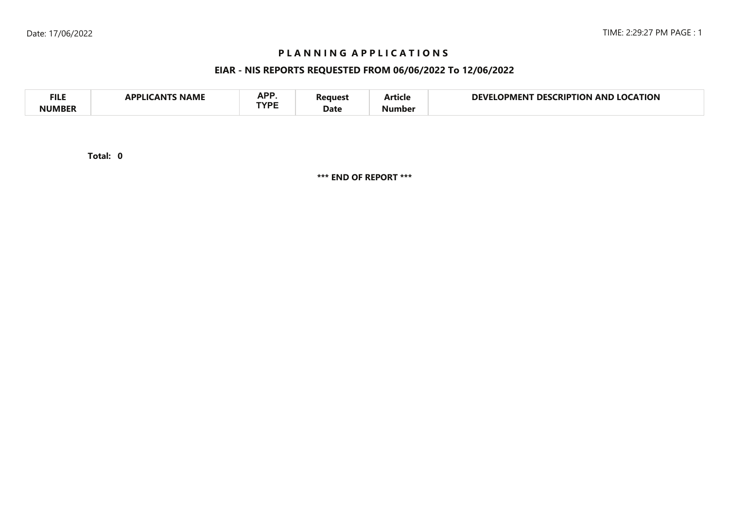# P L A N N I N G A P P L I C A T I O N S

## EIAR - NIS REPORTS REQUESTED FROM 06/06/2022 To 12/06/2022

| FILE NUMBER | APPLICANTS NAME | APP. TYPE | Request Date | Article Number | DEVELOPMENT DESCRIPTION AND LOCATION |
|---|---|---|---|---|---|

**Total: 0**

**\*\*\* END OF REPORT \*\*\***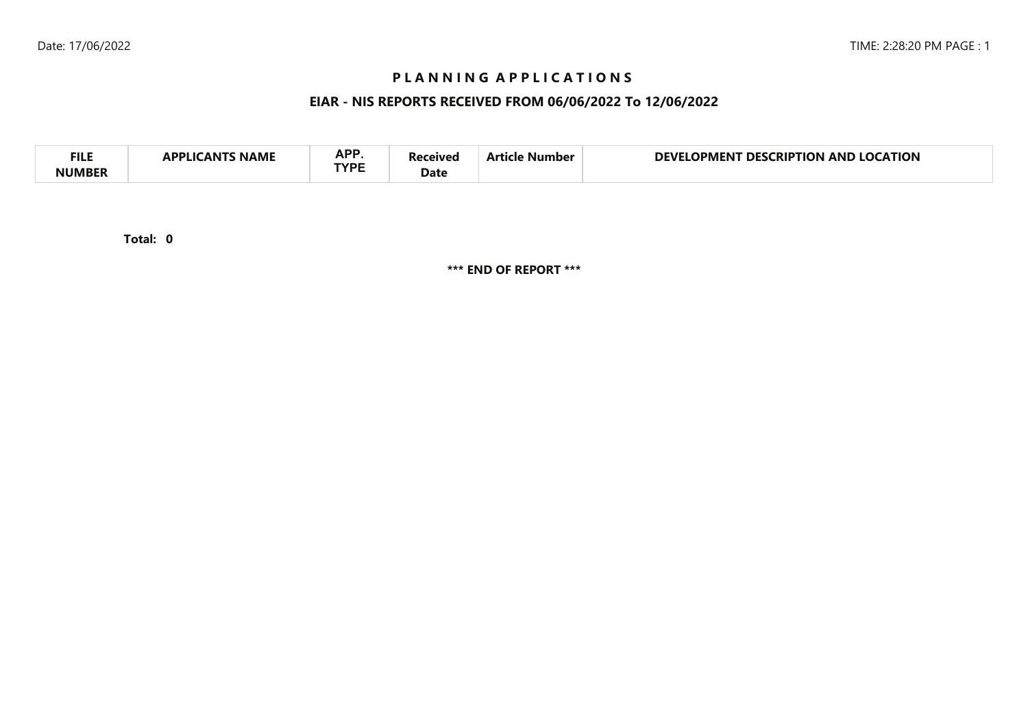# PLANNING APPLICATIONS

## EIAR - NIS REPORTS RECEIVED FROM 06/06/2022 To 12/06/2022

| FILE NUMBER | APPLICANTS NAME | APP. TYPE | Received Date | Article Number | DEVELOPMENT DESCRIPTION AND LOCATION |
|---|---|---|---|---|---|

**Total: 0**

**\*\*\* END OF REPORT \*\*\***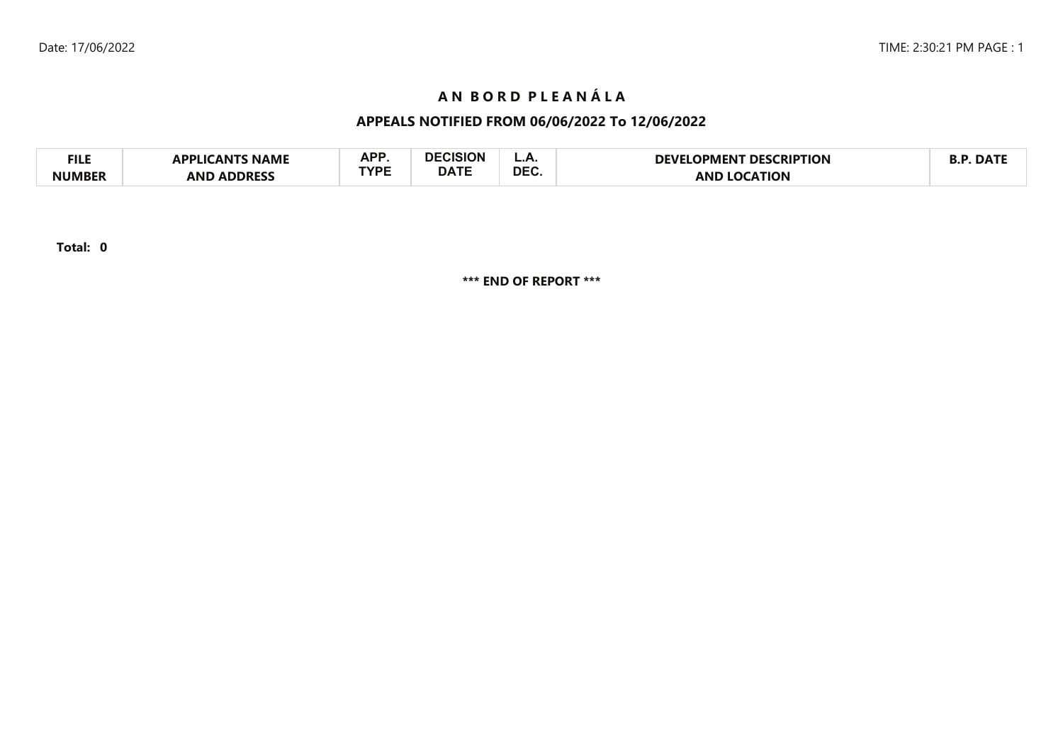# A N B O R D P L E A N Á L A

## APPEALS NOTIFIED FROM 06/06/2022 To 12/06/2022

| FILE NUMBER | APPLICANTS NAME AND ADDRESS | APP. TYPE | DECISION DATE | L.A. DEC. | DEVELOPMENT DESCRIPTION AND LOCATION | B.P. DATE |
|---|---|---|---|---|---|---|

**Total: 0**

**\*\*\* END OF REPORT \*\*\***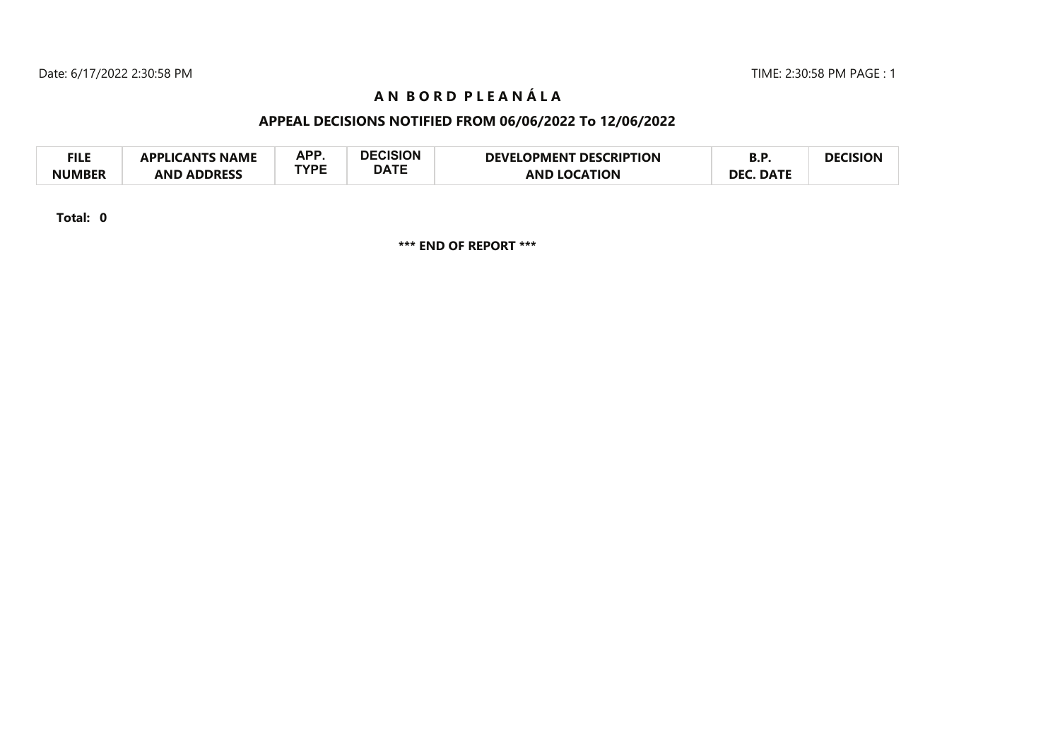# A N B O R D P L E A N Á L A

## APPEAL DECISIONS NOTIFIED FROM 06/06/2022 To 12/06/2022

| FILE NUMBER | APPLICANTS NAME AND ADDRESS | APP. TYPE | DECISION DATE | DEVELOPMENT DESCRIPTION AND LOCATION | B.P. DEC. DATE | DECISION |
|---|---|---|---|---|---|---|

**Total: 0**

**\*\*\* END OF REPORT \*\*\***